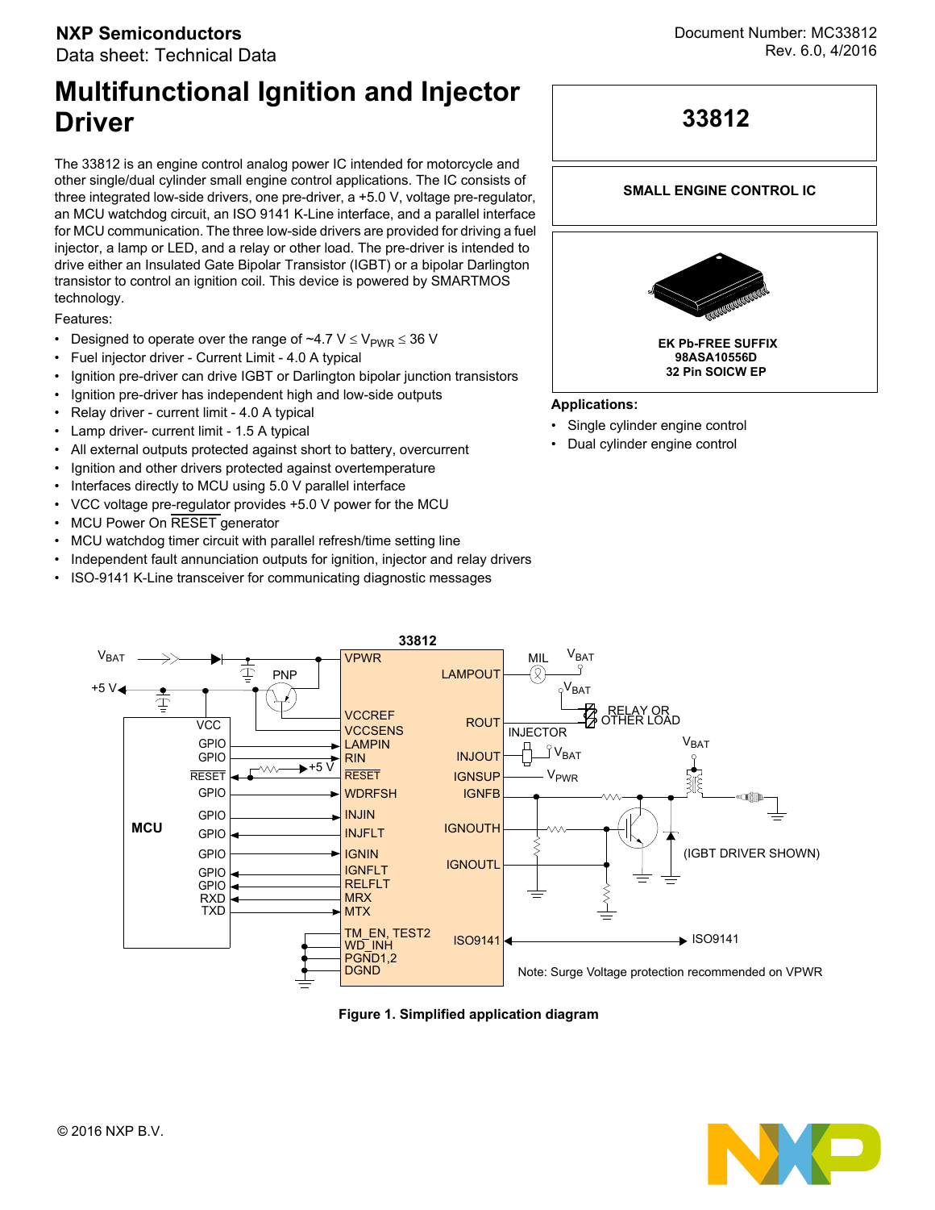NXP Semiconductors
Data sheet: Technical Data

Document Number: MC33812
Rev. 6.0, 4/2016

# Multifunctional Ignition and Injector Driver

**33812**

**SMALL ENGINE CONTROL IC**

**EK Pb-FREE SUFFIX**
**98ASA10556D**
**32 Pin SOICW EP**

The 33812 is an engine control analog power IC intended for motorcycle and other single/dual cylinder small engine control applications. The IC consists of three integrated low-side drivers, one pre-driver, a +5.0 V, voltage pre-regulator, an MCU watchdog circuit, an ISO 9141 K-Line interface, and a parallel interface for MCU communication. The three low-side drivers are provided for driving a fuel injector, a lamp or LED, and a relay or other load. The pre-driver is intended to drive either an Insulated Gate Bipolar Transistor (IGBT) or a bipolar Darlington transistor to control an ignition coil. This device is powered by SMARTMOS technology.

Features:

- Designed to operate over the range of ~4.7 V ≤ $V_{PWR}$ ≤ 36 V
- Fuel injector driver - Current Limit - 4.0 A typical
- Ignition pre-driver can drive IGBT or Darlington bipolar junction transistors
- Ignition pre-driver has independent high and low-side outputs
- Relay driver - current limit - 4.0 A typical
- Lamp driver- current limit - 1.5 A typical
- All external outputs protected against short to battery, overcurrent
- Ignition and other drivers protected against overtemperature
- Interfaces directly to MCU using 5.0 V parallel interface
- VCC voltage pre-regulator provides +5.0 V power for the MCU
- MCU Power On RESET generator
- MCU watchdog timer circuit with parallel refresh/time setting line
- Independent fault annunciation outputs for ignition, injector and relay drivers
- ISO-9141 K-Line transceiver for communicating diagnostic messages

**Applications:**

- Single cylinder engine control
- Dual cylinder engine control

**Figure 1. Simplified application diagram**

Note: Surge Voltage protection recommended on VPWR

© 2016 NXP B.V.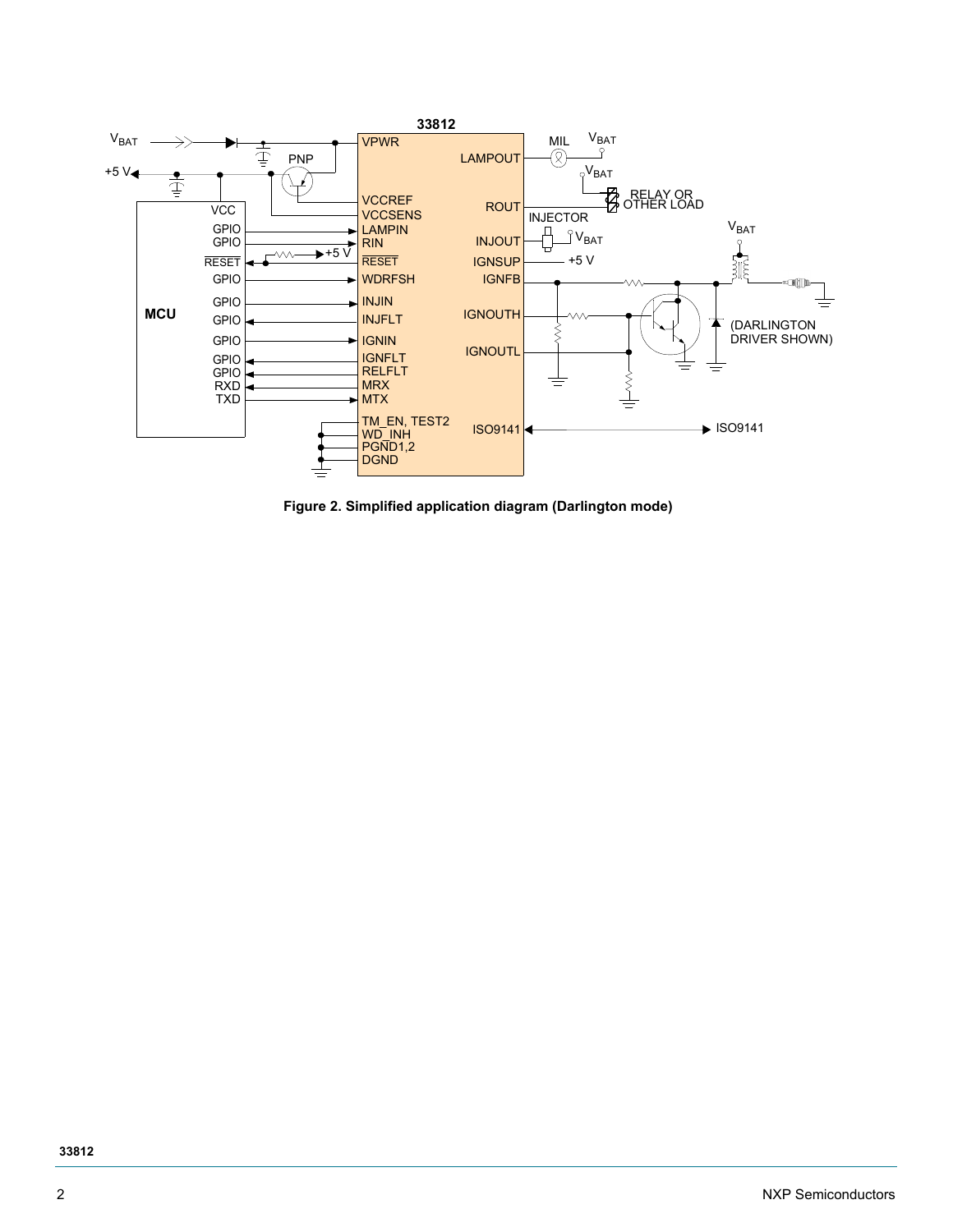**Figure 2. Simplified application diagram (Darlington mode)**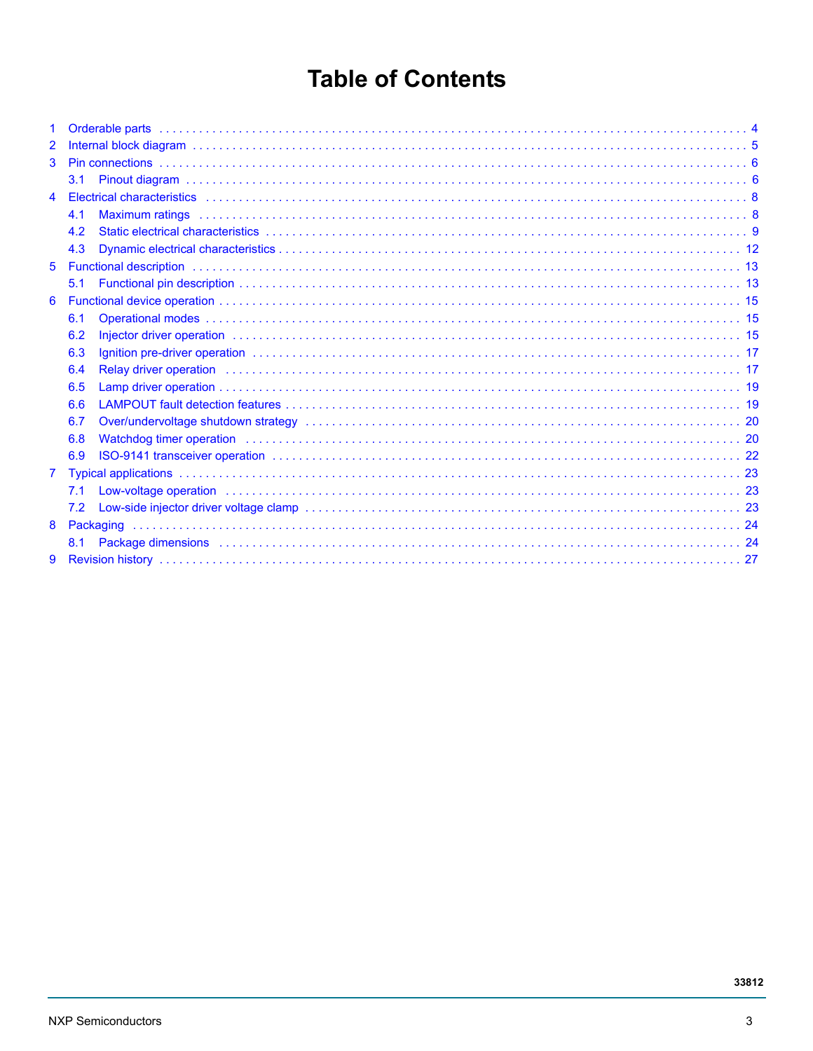# Table of Contents

1 Orderable parts . . . . . 4
2 Internal block diagram . . . . . 5
3 Pin connections . . . . . 6
  3.1 Pinout diagram . . . . . 6
4 Electrical characteristics . . . . . 8
  4.1 Maximum ratings . . . . . 8
  4.2 Static electrical characteristics . . . . . 9
  4.3 Dynamic electrical characteristics . . . . . 12
5 Functional description . . . . . 13
  5.1 Functional pin description . . . . . 13
6 Functional device operation . . . . . 15
  6.1 Operational modes . . . . . 15
  6.2 Injector driver operation . . . . . 15
  6.3 Ignition pre-driver operation . . . . . 17
  6.4 Relay driver operation . . . . . 17
  6.5 Lamp driver operation . . . . . 19
  6.6 LAMPOUT fault detection features . . . . . 19
  6.7 Over/undervoltage shutdown strategy . . . . . 20
  6.8 Watchdog timer operation . . . . . 20
  6.9 ISO-9141 transceiver operation . . . . . 22
7 Typical applications . . . . . 23
  7.1 Low-voltage operation . . . . . 23
  7.2 Low-side injector driver voltage clamp . . . . . 23
8 Packaging . . . . . 24
  8.1 Package dimensions . . . . . 24
9 Revision history . . . . . 27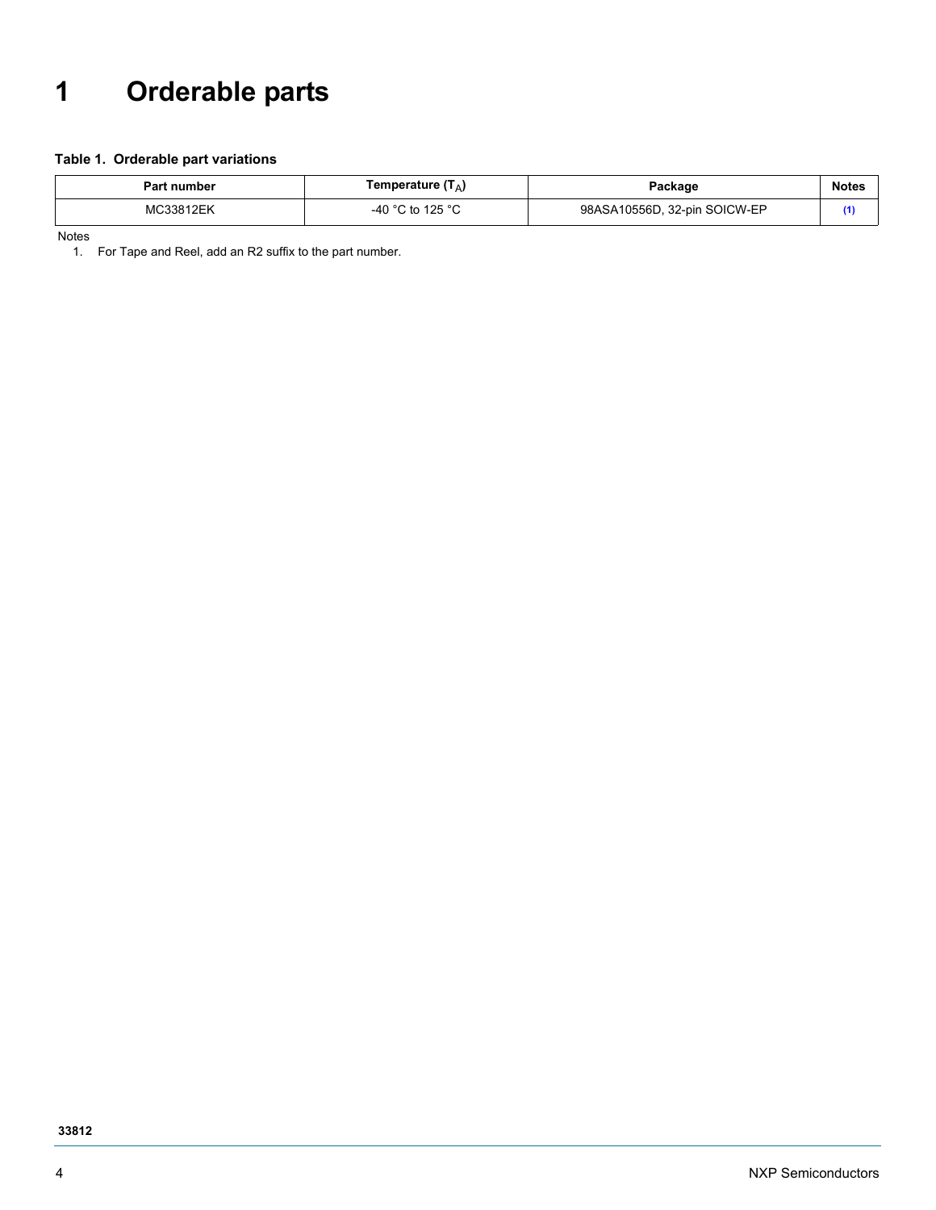# 1 Orderable parts

**Table 1. Orderable part variations**

| Part number | Temperature ($T_A$) | Package | Notes |
|---|---|---|---|
| MC33812EK | -40 °C to 125 °C | 98ASA10556D, 32-pin SOICW-EP | (1) |

Notes

1. For Tape and Reel, add an R2 suffix to the part number.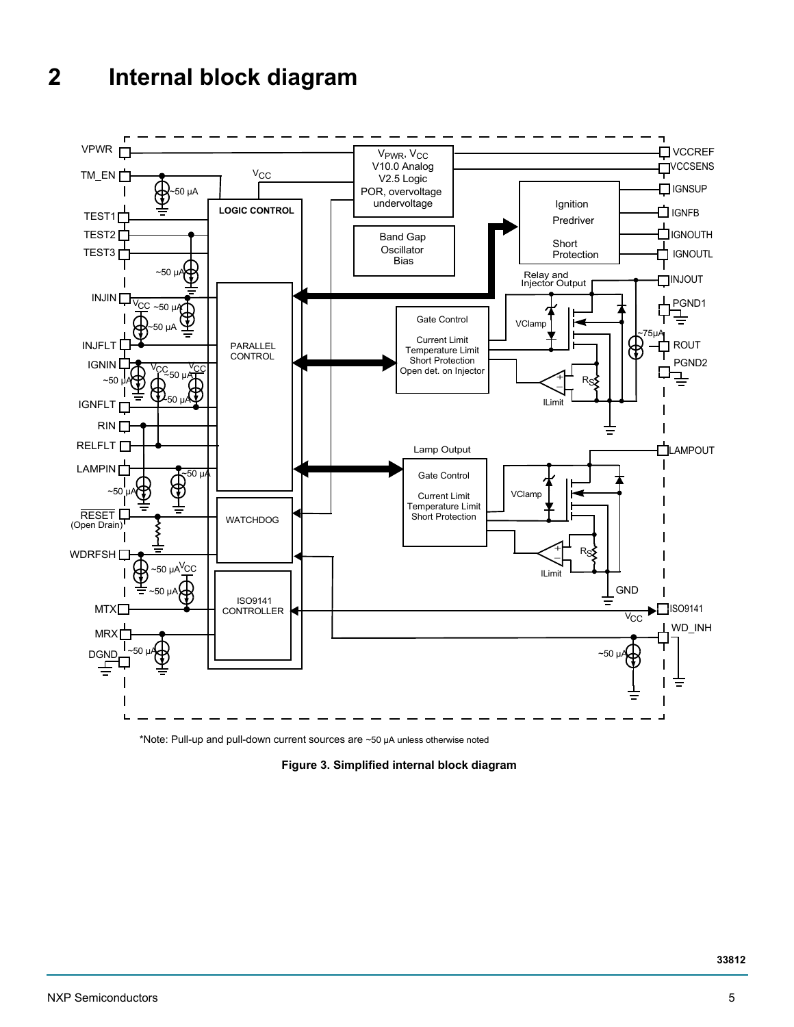# 2 Internal block diagram

*Note: Pull-up and pull-down current sources are ~50 µA unless otherwise noted

**Figure 3. Simplified internal block diagram**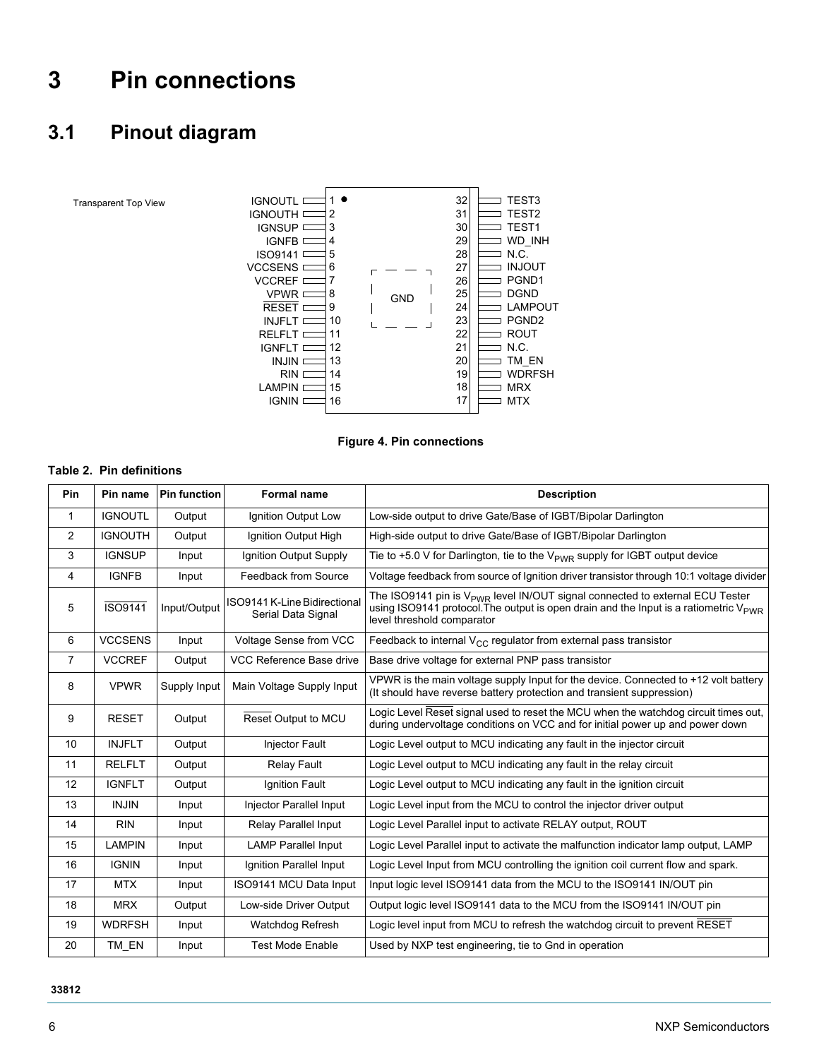# 3 Pin connections

## 3.1 Pinout diagram

Transparent Top View

| Pin | Name | | Pin | Name |
|---|---|---|---|---|
| 1 | IGNOUTL | | 32 | TEST3 |
| 2 | IGNOUTH | | 31 | TEST2 |
| 3 | IGNSUP | | 30 | TEST1 |
| 4 | IGNFB | | 29 | WD_INH |
| 5 | ISO9141 | | 28 | N.C. |
| 6 | VCCSENS | | 27 | INJOUT |
| 7 | VCCREF | | 26 | PGND1 |
| 8 | VPWR | GND | 25 | DGND |
| 9 | RESET | | 24 | LAMPOUT |
| 10 | INJFLT | | 23 | PGND2 |
| 11 | RELFLT | | 22 | ROUT |
| 12 | IGNFLT | | 21 | N.C. |
| 13 | INJIN | | 20 | TM_EN |
| 14 | RIN | | 19 | WDRFSH |
| 15 | LAMPIN | | 18 | MRX |
| 16 | IGNIN | | 17 | MTX |

**Figure 4. Pin connections**

**Table 2. Pin definitions**

| Pin | Pin name | Pin function | Formal name | Description |
|---|---|---|---|---|
| 1 | IGNOUTL | Output | Ignition Output Low | Low-side output to drive Gate/Base of IGBT/Bipolar Darlington |
| 2 | IGNOUTH | Output | Ignition Output High | High-side output to drive Gate/Base of IGBT/Bipolar Darlington |
| 3 | IGNSUP | Input | Ignition Output Supply | Tie to +5.0 V for Darlington, tie to the $V_{PWR}$ supply for IGBT output device |
| 4 | IGNFB | Input | Feedback from Source | Voltage feedback from source of Ignition driver transistor through 10:1 voltage divider |
| 5 | $\overline{\text{ISO9141}}$ | Input/Output | ISO9141 K-Line Bidirectional Serial Data Signal | The ISO9141 pin is $V_{PWR}$ level IN/OUT signal connected to external ECU Tester using ISO9141 protocol.The output is open drain and the Input is a ratiometric $V_{PWR}$ level threshold comparator |
| 6 | VCCSENS | Input | Voltage Sense from VCC | Feedback to internal $V_{CC}$ regulator from external pass transistor |
| 7 | VCCREF | Output | VCC Reference Base drive | Base drive voltage for external PNP pass transistor |
| 8 | VPWR | Supply Input | Main Voltage Supply Input | VPWR is the main voltage supply Input for the device. Connected to +12 volt battery (It should have reverse battery protection and transient suppression) |
| 9 | RESET | Output | $\overline{\text{Reset}}$ Output to MCU | Logic Level $\overline{\text{Reset}}$ signal used to reset the MCU when the watchdog circuit times out, during undervoltage conditions on VCC and for initial power up and power down |
| 10 | INJFLT | Output | Injector Fault | Logic Level output to MCU indicating any fault in the injector circuit |
| 11 | RELFLT | Output | Relay Fault | Logic Level output to MCU indicating any fault in the relay circuit |
| 12 | IGNFLT | Output | Ignition Fault | Logic Level output to MCU indicating any fault in the ignition circuit |
| 13 | INJIN | Input | Injector Parallel Input | Logic Level input from the MCU to control the injector driver output |
| 14 | RIN | Input | Relay Parallel Input | Logic Level Parallel input to activate RELAY output, ROUT |
| 15 | LAMPIN | Input | LAMP Parallel Input | Logic Level Parallel input to activate the malfunction indicator lamp output, LAMP |
| 16 | IGNIN | Input | Ignition Parallel Input | Logic Level Input from MCU controlling the ignition coil current flow and spark. |
| 17 | MTX | Input | ISO9141 MCU Data Input | Input logic level ISO9141 data from the MCU to the ISO9141 IN/OUT pin |
| 18 | MRX | Output | Low-side Driver Output | Output logic level ISO9141 data to the MCU from the ISO9141 IN/OUT pin |
| 19 | WDRFSH | Input | Watchdog Refresh | Logic level input from MCU to refresh the watchdog circuit to prevent $\overline{\text{RESET}}$ |
| 20 | TM_EN | Input | Test Mode Enable | Used by NXP test engineering, tie to Gnd in operation |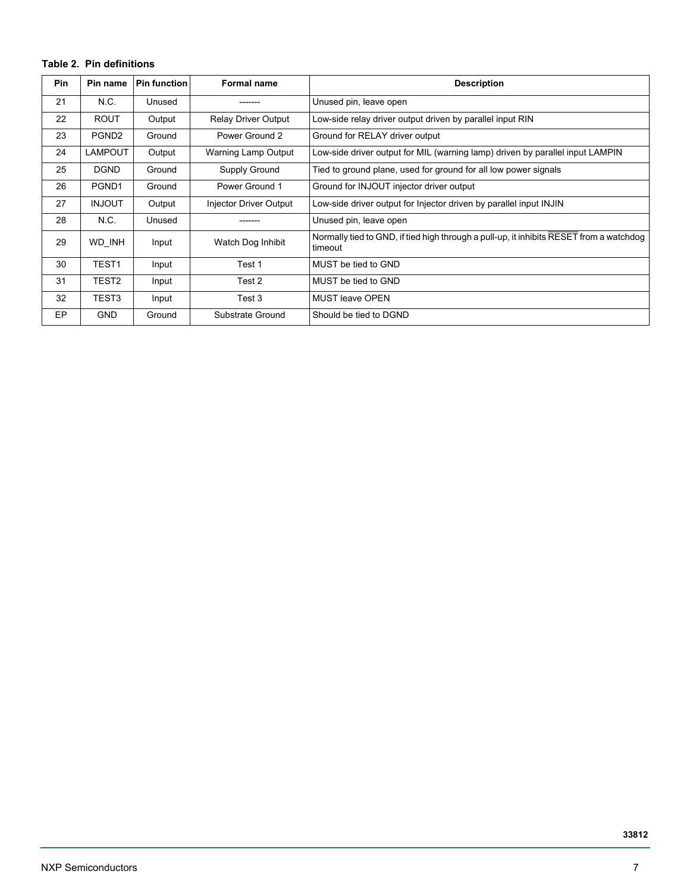**Table 2. Pin definitions**

| Pin | Pin name | Pin function | Formal name | Description |
|---|---|---|---|---|
| 21 | N.C. | Unused | ------- | Unused pin, leave open |
| 22 | ROUT | Output | Relay Driver Output | Low-side relay driver output driven by parallel input RIN |
| 23 | PGND2 | Ground | Power Ground 2 | Ground for RELAY driver output |
| 24 | LAMPOUT | Output | Warning Lamp Output | Low-side driver output for MIL (warning lamp) driven by parallel input LAMPIN |
| 25 | DGND | Ground | Supply Ground | Tied to ground plane, used for ground for all low power signals |
| 26 | PGND1 | Ground | Power Ground 1 | Ground for INJOUT injector driver output |
| 27 | INJOUT | Output | Injector Driver Output | Low-side driver output for Injector driven by parallel input INJIN |
| 28 | N.C. | Unused | ------- | Unused pin, leave open |
| 29 | WD_INH | Input | Watch Dog Inhibit | Normally tied to GND, if tied high through a pull-up, it inhibits $\overline{\text{RESET}}$ from a watchdog timeout |
| 30 | TEST1 | Input | Test 1 | MUST be tied to GND |
| 31 | TEST2 | Input | Test 2 | MUST be tied to GND |
| 32 | TEST3 | Input | Test 3 | MUST leave OPEN |
| EP | GND | Ground | Substrate Ground | Should be tied to DGND |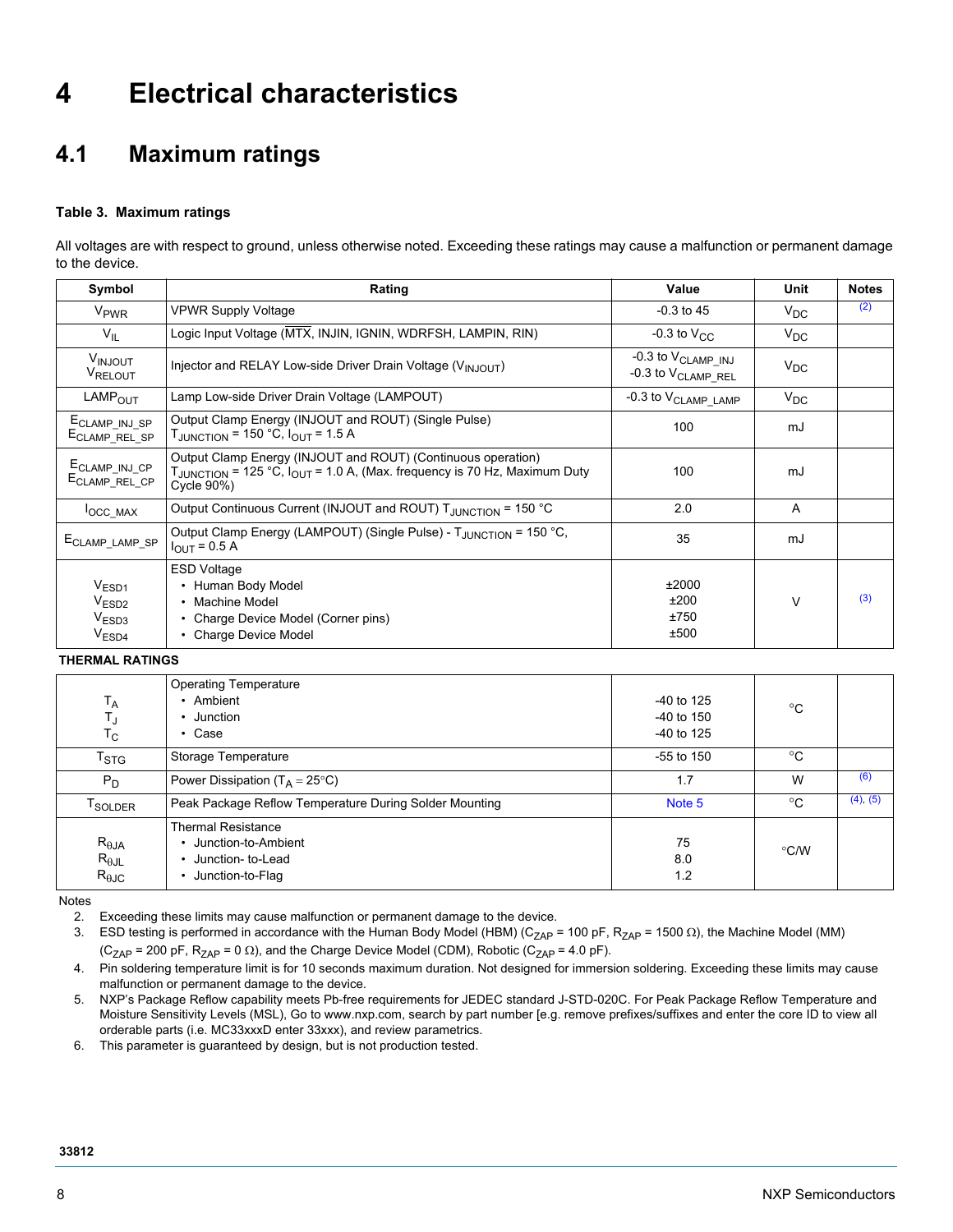# 4 Electrical characteristics

## 4.1 Maximum ratings

**Table 3. Maximum ratings**

All voltages are with respect to ground, unless otherwise noted. Exceeding these ratings may cause a malfunction or permanent damage to the device.

| Symbol | Rating | Value | Unit | Notes |
|---|---|---|---|---|
| $V_{PWR}$ | VPWR Supply Voltage | -0.3 to 45 | $V_{DC}$ | (2) |
| $V_{IL}$ | Logic Input Voltage ($\overline{MTX}$, INJIN, IGNIN, WDRFSH, LAMPIN, RIN) | -0.3 to $V_{CC}$ | $V_{DC}$ | |
| $V_{INJOUT}$ $V_{RELOUT}$ | Injector and RELAY Low-side Driver Drain Voltage ($V_{INJOUT}$) | -0.3 to $V_{CLAMP\_INJ}$ -0.3 to $V_{CLAMP\_REL}$ | $V_{DC}$ | |
| $LAMP_{OUT}$ | Lamp Low-side Driver Drain Voltage (LAMPOUT) | -0.3 to $V_{CLAMP\_LAMP}$ | $V_{DC}$ | |
| $E_{CLAMP\_INJ\_SP}$ $E_{CLAMP\_REL\_SP}$ | Output Clamp Energy (INJOUT and ROUT) (Single Pulse) $T_{JUNCTION}$ = 150 °C, $I_{OUT}$ = 1.5 A | 100 | mJ | |
| $E_{CLAMP\_INJ\_CP}$ $E_{CLAMP\_REL\_CP}$ | Output Clamp Energy (INJOUT and ROUT) (Continuous operation) $T_{JUNCTION}$ = 125 °C, $I_{OUT}$ = 1.0 A, (Max. frequency is 70 Hz, Maximum Duty Cycle 90%) | 100 | mJ | |
| $I_{OCC\_MAX}$ | Output Continuous Current (INJOUT and ROUT) $T_{JUNCTION}$ = 150 °C | 2.0 | A | |
| $E_{CLAMP\_LAMP\_SP}$ | Output Clamp Energy (LAMPOUT) (Single Pulse) - $T_{JUNCTION}$ = 150 °C, $I_{OUT}$ = 0.5 A | 35 | mJ | |
| $V_{ESD1}$ $V_{ESD2}$ $V_{ESD3}$ $V_{ESD4}$ | ESD Voltage • Human Body Model • Machine Model • Charge Device Model (Corner pins) • Charge Device Model | ±2000 ±200 ±750 ±500 | V | (3) |
| **THERMAL RATINGS** | | | | |
| $T_A$ $T_J$ $T_C$ | Operating Temperature • Ambient • Junction • Case | -40 to 125 -40 to 150 -40 to 125 | °C | |
| $T_{STG}$ | Storage Temperature | -55 to 150 | °C | |
| $P_D$ | Power Dissipation ($T_A$ = 25°C) | 1.7 | W | (6) |
| $T_{SOLDER}$ | Peak Package Reflow Temperature During Solder Mounting | Note 5 | °C | (4), (5) |
| $R_{\theta JA}$ $R_{\theta JL}$ $R_{\theta JC}$ | Thermal Resistance • Junction-to-Ambient • Junction- to-Lead • Junction-to-Flag | 75 8.0 1.2 | °C/W | |

Notes

2. Exceeding these limits may cause malfunction or permanent damage to the device.
3. ESD testing is performed in accordance with the Human Body Model (HBM) ($C_{ZAP}$ = 100 pF, $R_{ZAP}$ = 1500 Ω), the Machine Model (MM) ($C_{ZAP}$ = 200 pF, $R_{ZAP}$ = 0 Ω), and the Charge Device Model (CDM), Robotic ($C_{ZAP}$ = 4.0 pF).
4. Pin soldering temperature limit is for 10 seconds maximum duration. Not designed for immersion soldering. Exceeding these limits may cause malfunction or permanent damage to the device.
5. NXP's Package Reflow capability meets Pb-free requirements for JEDEC standard J-STD-020C. For Peak Package Reflow Temperature and Moisture Sensitivity Levels (MSL), Go to www.nxp.com, search by part number [e.g. remove prefixes/suffixes and enter the core ID to view all orderable parts (i.e. MC33xxxD enter 33xxx), and review parametrics.
6. This parameter is guaranteed by design, but is not production tested.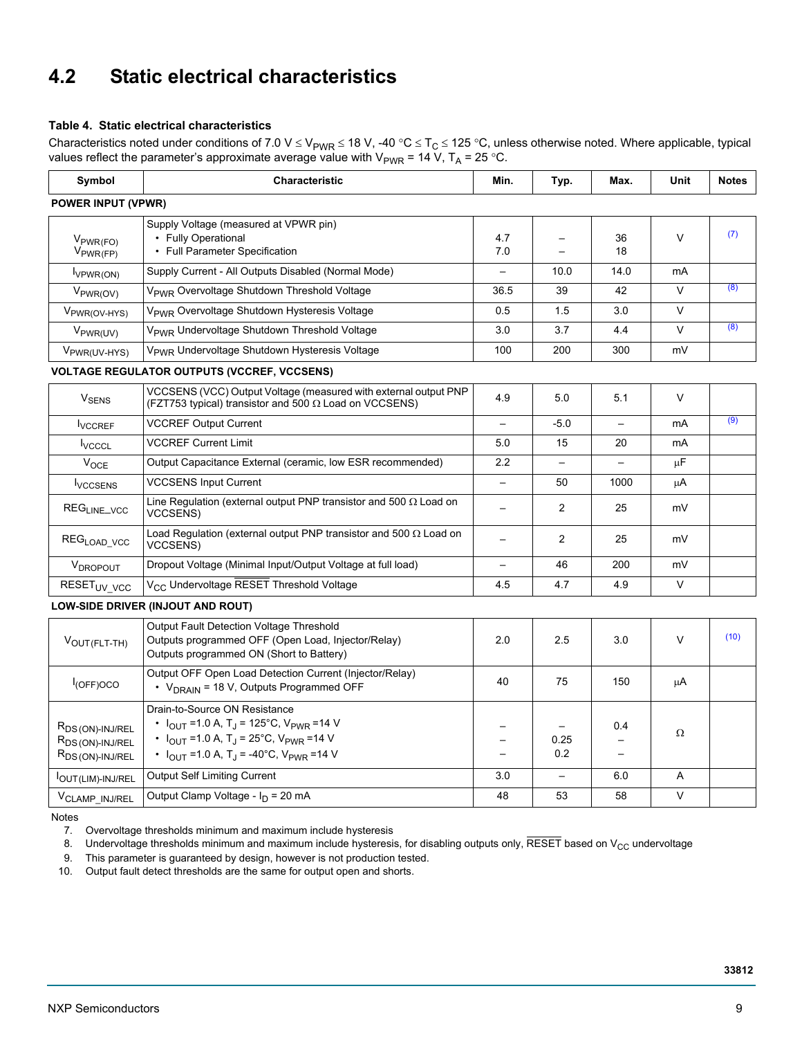## 4.2 Static electrical characteristics

**Table 4. Static electrical characteristics**

Characteristics noted under conditions of 7.0 V ≤ $V_{PWR}$ ≤ 18 V, -40 °C ≤ $T_C$ ≤ 125 °C, unless otherwise noted. Where applicable, typical values reflect the parameter's approximate average value with $V_{PWR}$ = 14 V, $T_A$ = 25 °C.

| Symbol | Characteristic | Min. | Typ. | Max. | Unit | Notes |
|---|---|---|---|---|---|---|
| **POWER INPUT (VPWR)** | | | | | | |
| $V_{PWR(FO)}$<br>$V_{PWR(FP)}$ | Supply Voltage (measured at VPWR pin)<br>• Fully Operational<br>• Full Parameter Specification | 4.7<br>7.0 | –<br>– | 36<br>18 | V | (7) |
| $I_{VPWR(ON)}$ | Supply Current - All Outputs Disabled (Normal Mode) | – | 10.0 | 14.0 | mA | |
| $V_{PWR(OV)}$ | $V_{PWR}$ Overvoltage Shutdown Threshold Voltage | 36.5 | 39 | 42 | V | (8) |
| $V_{PWR(OV-HYS)}$ | $V_{PWR}$ Overvoltage Shutdown Hysteresis Voltage | 0.5 | 1.5 | 3.0 | V | |
| $V_{PWR(UV)}$ | $V_{PWR}$ Undervoltage Shutdown Threshold Voltage | 3.0 | 3.7 | 4.4 | V | (8) |
| $V_{PWR(UV-HYS)}$ | $V_{PWR}$ Undervoltage Shutdown Hysteresis Voltage | 100 | 200 | 300 | mV | |
| **VOLTAGE REGULATOR OUTPUTS (VCCREF, VCCSENS)** | | | | | | |
| $V_{SENS}$ | VCCSENS (VCC) Output Voltage (measured with external output PNP (FZT753 typical) transistor and 500 Ω Load on VCCSENS) | 4.9 | 5.0 | 5.1 | V | |
| $I_{VCCREF}$ | VCCREF Output Current | – | -5.0 | – | mA | (9) |
| $I_{VCCCL}$ | VCCREF Current Limit | 5.0 | 15 | 20 | mA | |
| $V_{OCE}$ | Output Capacitance External (ceramic, low ESR recommended) | 2.2 | – | – | μF | |
| $I_{VCCSENS}$ | VCCSENS Input Current | – | 50 | 1000 | μA | |
| $REG_{LINE\_VCC}$ | Line Regulation (external output PNP transistor and 500 Ω Load on VCCSENS) | – | 2 | 25 | mV | |
| $REG_{LOAD\_VCC}$ | Load Regulation (external output PNP transistor and 500 Ω Load on VCCSENS) | – | 2 | 25 | mV | |
| $V_{DROPOUT}$ | Dropout Voltage (Minimal Input/Output Voltage at full load) | – | 46 | 200 | mV | |
| $RESET_{UV\_VCC}$ | $V_{CC}$ Undervoltage $\overline{RESET}$ Threshold Voltage | 4.5 | 4.7 | 4.9 | V | |
| **LOW-SIDE DRIVER (INJOUT AND ROUT)** | | | | | | |
| $V_{OUT(FLT-TH)}$ | Output Fault Detection Voltage Threshold<br>Outputs programmed OFF (Open Load, Injector/Relay)<br>Outputs programmed ON (Short to Battery) | 2.0 | 2.5 | 3.0 | V | (10) |
| $I_{(OFF)OCO}$ | Output OFF Open Load Detection Current (Injector/Relay)<br>• $V_{DRAIN}$ = 18 V, Outputs Programmed OFF | 40 | 75 | 150 | μA | |
| $R_{DS(ON)-INJ/REL}$<br>$R_{DS(ON)-INJ/REL}$<br>$R_{DS(ON)-INJ/REL}$ | Drain-to-Source ON Resistance<br>• $I_{OUT}$ =1.0 A, $T_J$ = 125°C, $V_{PWR}$ =14 V<br>• $I_{OUT}$ =1.0 A, $T_J$ = 25°C, $V_{PWR}$ =14 V<br>• $I_{OUT}$ =1.0 A, $T_J$ = -40°C, $V_{PWR}$ =14 V | –<br>–<br>– | –<br>0.25<br>0.2 | 0.4<br>–<br>– | Ω | |
| $I_{OUT(LIM)-INJ/REL}$ | Output Self Limiting Current | 3.0 | – | 6.0 | A | |
| $V_{CLAMP\_INJ/REL}$ | Output Clamp Voltage - $I_D$ = 20 mA | 48 | 53 | 58 | V | |

Notes

7. Overvoltage thresholds minimum and maximum include hysteresis
8. Undervoltage thresholds minimum and maximum include hysteresis, for disabling outputs only, $\overline{RESET}$ based on $V_{CC}$ undervoltage
9. This parameter is guaranteed by design, however is not production tested.
10. Output fault detect thresholds are the same for output open and shorts.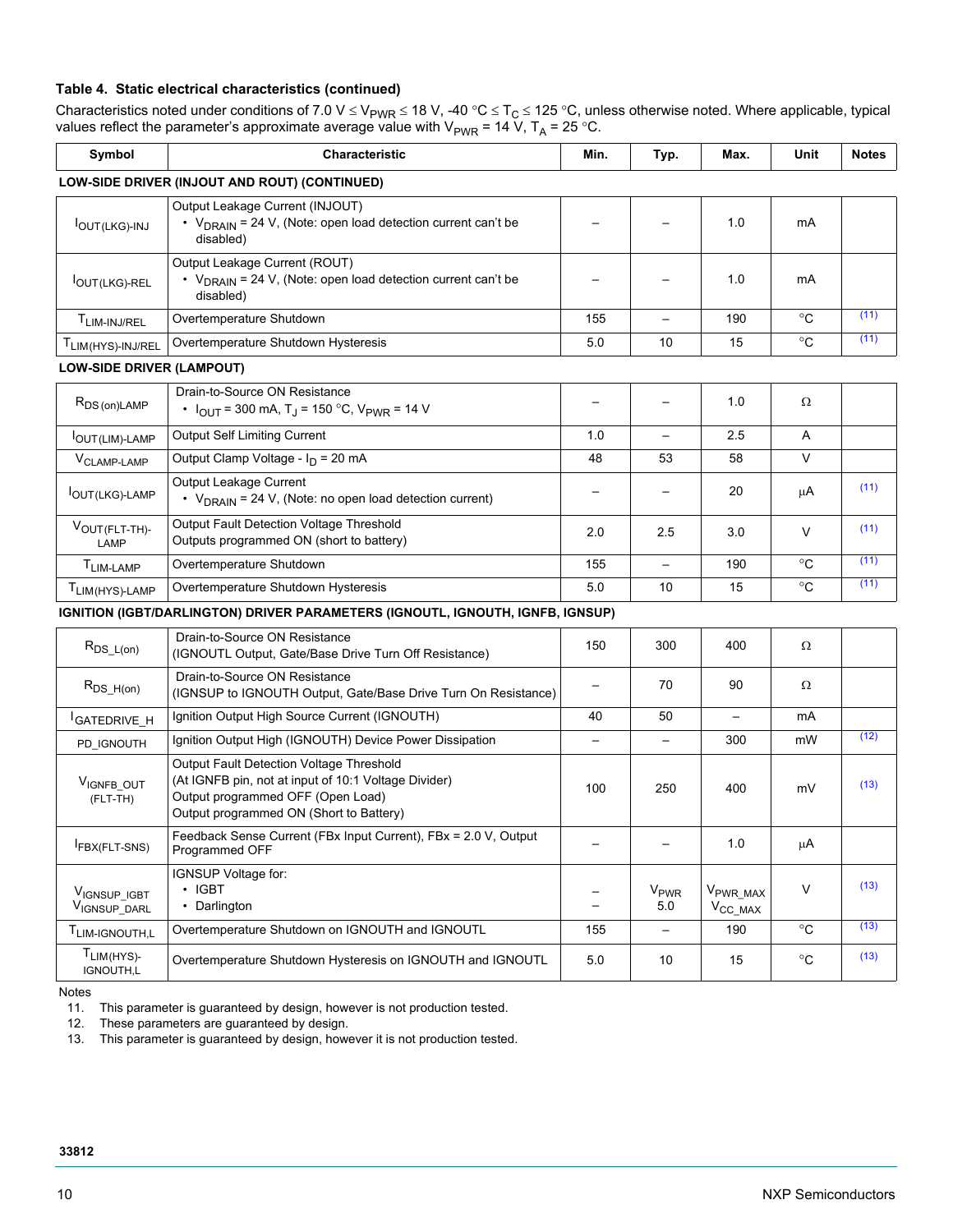### Table 4. Static electrical characteristics (continued)

Characteristics noted under conditions of 7.0 V ≤ $V_{PWR}$ ≤ 18 V, -40 °C ≤ $T_C$ ≤ 125 °C, unless otherwise noted. Where applicable, typical values reflect the parameter's approximate average value with $V_{PWR}$ = 14 V, $T_A$ = 25 °C.

| Symbol | Characteristic | Min. | Typ. | Max. | Unit | Notes |
|---|---|---|---|---|---|---|
| **LOW-SIDE DRIVER (INJOUT AND ROUT) (CONTINUED)** | | | | | | |
| $I_{OUT(LKG)-INJ}$ | Output Leakage Current (INJOUT) • $V_{DRAIN}$ = 24 V, (Note: open load detection current can't be disabled) | – | – | 1.0 | mA | |
| $I_{OUT(LKG)-REL}$ | Output Leakage Current (ROUT) • $V_{DRAIN}$ = 24 V, (Note: open load detection current can't be disabled) | – | – | 1.0 | mA | |
| $T_{LIM-INJ/REL}$ | Overtemperature Shutdown | 155 | – | 190 | °C | (11) |
| $T_{LIM(HYS)-INJ/REL}$ | Overtemperature Shutdown Hysteresis | 5.0 | 10 | 15 | °C | (11) |
| **LOW-SIDE DRIVER (LAMPOUT)** | | | | | | |
| $R_{DS(on)LAMP}$ | Drain-to-Source ON Resistance • $I_{OUT}$ = 300 mA, $T_J$ = 150 °C, $V_{PWR}$ = 14 V | – | – | 1.0 | Ω | |
| $I_{OUT(LIM)-LAMP}$ | Output Self Limiting Current | 1.0 | – | 2.5 | A | |
| $V_{CLAMP-LAMP}$ | Output Clamp Voltage - $I_D$ = 20 mA | 48 | 53 | 58 | V | |
| $I_{OUT(LKG)-LAMP}$ | Output Leakage Current • $V_{DRAIN}$ = 24 V, (Note: no open load detection current) | – | – | 20 | μA | (11) |
| $V_{OUT(FLT-TH)-LAMP}$ | Output Fault Detection Voltage Threshold Outputs programmed ON (short to battery) | 2.0 | 2.5 | 3.0 | V | (11) |
| $T_{LIM-LAMP}$ | Overtemperature Shutdown | 155 | – | 190 | °C | (11) |
| $T_{LIM(HYS)-LAMP}$ | Overtemperature Shutdown Hysteresis | 5.0 | 10 | 15 | °C | (11) |
| **IGNITION (IGBT/DARLINGTON) DRIVER PARAMETERS (IGNOUTL, IGNOUTH, IGNFB, IGNSUP)** | | | | | | |
| $R_{DS\_L(on)}$ | Drain-to-Source ON Resistance (IGNOUTL Output, Gate/Base Drive Turn Off Resistance) | 150 | 300 | 400 | Ω | |
| $R_{DS\_H(on)}$ | Drain-to-Source ON Resistance (IGNSUP to IGNOUTH Output, Gate/Base Drive Turn On Resistance) | – | 70 | 90 | Ω | |
| $I_{GATEDRIVE\_H}$ | Ignition Output High Source Current (IGNOUTH) | 40 | 50 | – | mA | |
| PD_IGNOUTH | Ignition Output High (IGNOUTH) Device Power Dissipation | – | – | 300 | mW | (12) |
| $V_{IGNFB\_OUT (FLT-TH)}$ | Output Fault Detection Voltage Threshold (At IGNFB pin, not at input of 10:1 Voltage Divider) Output programmed OFF (Open Load) Output programmed ON (Short to Battery) | 100 | 250 | 400 | mV | (13) |
| $I_{FBX(FLT-SNS)}$ | Feedback Sense Current (FBx Input Current), FBx = 2.0 V, Output Programmed OFF | – | – | 1.0 | μA | |
| $V_{IGNSUP\_IGBT}$ $V_{IGNSUP\_DARL}$ | IGNSUP Voltage for: • IGBT • Darlington | – – | $V_{PWR}$ 5.0 | $V_{PWR\_MAX}$ $V_{CC\_MAX}$ | V | (13) |
| $T_{LIM-IGNOUTH,L}$ | Overtemperature Shutdown on IGNOUTH and IGNOUTL | 155 | – | 190 | °C | (13) |
| $T_{LIM(HYS)-IGNOUTH,L}$ | Overtemperature Shutdown Hysteresis on IGNOUTH and IGNOUTL | 5.0 | 10 | 15 | °C | (13) |

Notes

11. This parameter is guaranteed by design, however is not production tested.
12. These parameters are guaranteed by design.
13. This parameter is guaranteed by design, however it is not production tested.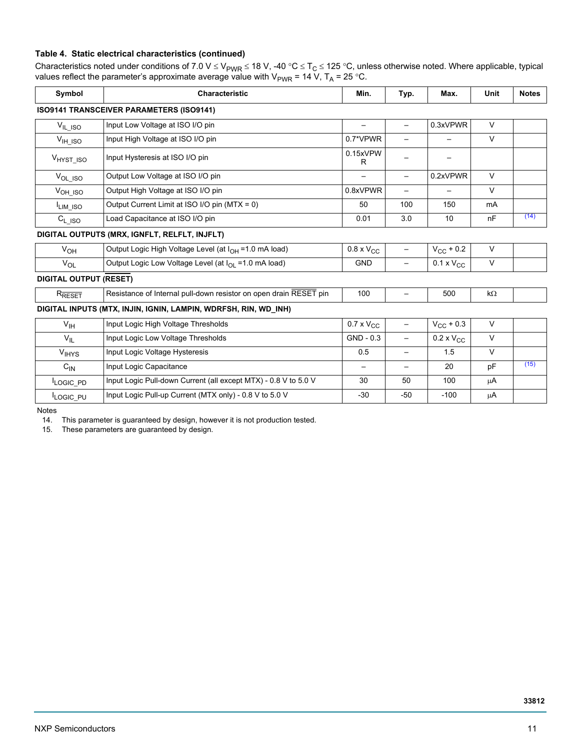**Table 4. Static electrical characteristics (continued)**

Characteristics noted under conditions of 7.0 V ≤ $V_{PWR}$ ≤ 18 V, -40 °C ≤ $T_C$ ≤ 125 °C, unless otherwise noted. Where applicable, typical values reflect the parameter's approximate average value with $V_{PWR}$ = 14 V, $T_A$ = 25 °C.

| Symbol | Characteristic | Min. | Typ. | Max. | Unit | Notes |
|---|---|---|---|---|---|---|
| **ISO9141 TRANSCEIVER PARAMETERS (ISO9141)** | | | | | | |
| $V_{IL\_ISO}$ | Input Low Voltage at ISO I/O pin | – | – | 0.3xVPWR | V | |
| $V_{IH\_ISO}$ | Input High Voltage at ISO I/O pin | 0.7*VPWR | – | – | V | |
| $V_{HYST\_ISO}$ | Input Hysteresis at ISO I/O pin | 0.15xVPWR | – | – | | |
| $V_{OL\_ISO}$ | Output Low Voltage at ISO I/O pin | – | – | 0.2xVPWR | V | |
| $V_{OH\_ISO}$ | Output High Voltage at ISO I/O pin | 0.8xVPWR | – | – | V | |
| $I_{LIM\_ISO}$ | Output Current Limit at ISO I/O pin (MTX = 0) | 50 | 100 | 150 | mA | |
| $C_{L\_ISO}$ | Load Capacitance at ISO I/O pin | 0.01 | 3.0 | 10 | nF | (14) |
| **DIGITAL OUTPUTS (MRX, IGNFLT, RELFLT, INJFLT)** | | | | | | |
| $V_{OH}$ | Output Logic High Voltage Level (at $I_{OH}$ =1.0 mA load) | 0.8 x $V_{CC}$ | – | $V_{CC}$ + 0.2 | V | |
| $V_{OL}$ | Output Logic Low Voltage Level (at $I_{OL}$ =1.0 mA load) | GND | – | 0.1 x $V_{CC}$ | V | |
| **DIGITAL OUTPUT (RESET)** | | | | | | |
| $R_{\overline{RESET}}$ | Resistance of Internal pull-down resistor on open drain $\overline{\text{RESET}}$ pin | 100 | – | 500 | kΩ | |
| **DIGITAL INPUTS (MTX, INJIN, IGNIN, LAMPIN, WDRFSH, RIN, WD_INH)** | | | | | | |
| $V_{IH}$ | Input Logic High Voltage Thresholds | 0.7 x $V_{CC}$ | – | $V_{CC}$ + 0.3 | V | |
| $V_{IL}$ | Input Logic Low Voltage Thresholds | GND - 0.3 | – | 0.2 x $V_{CC}$ | V | |
| $V_{IHYS}$ | Input Logic Voltage Hysteresis | 0.5 | – | 1.5 | V | |
| $C_{IN}$ | Input Logic Capacitance | – | – | 20 | pF | (15) |
| $I_{LOGIC\_PD}$ | Input Logic Pull-down Current (all except MTX) - 0.8 V to 5.0 V | 30 | 50 | 100 | μA | |
| $I_{LOGIC\_PU}$ | Input Logic Pull-up Current (MTX only) - 0.8 V to 5.0 V | -30 | -50 | -100 | μA | |

Notes

14. This parameter is guaranteed by design, however it is not production tested.
15. These parameters are guaranteed by design.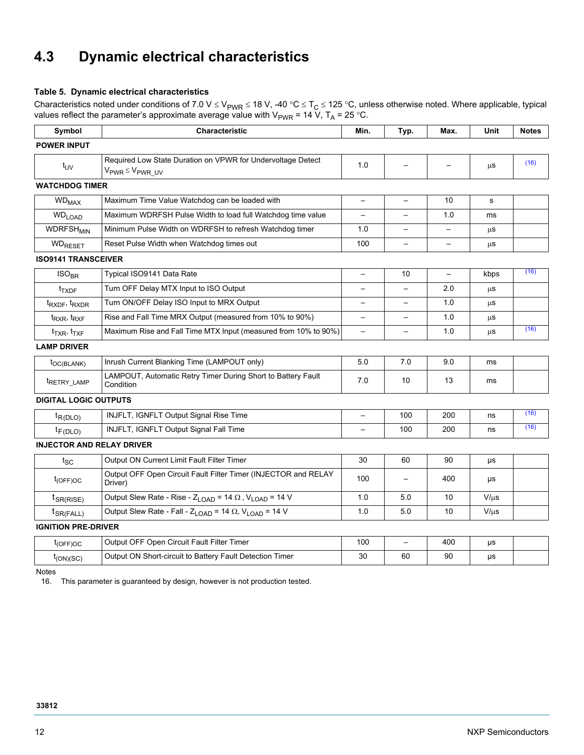## 4.3 Dynamic electrical characteristics

**Table 5. Dynamic electrical characteristics**

Characteristics noted under conditions of 7.0 V ≤ $V_{PWR}$ ≤ 18 V, -40 °C ≤ $T_C$ ≤ 125 °C, unless otherwise noted. Where applicable, typical values reflect the parameter's approximate average value with $V_{PWR}$ = 14 V, $T_A$ = 25 °C.

| Symbol | Characteristic | Min. | Typ. | Max. | Unit | Notes |
|---|---|---|---|---|---|---|
| **POWER INPUT** | | | | | | |
| $t_{UV}$ | Required Low State Duration on VPWR for Undervoltage Detect $V_{PWR} \leq V_{PWR\_UV}$ | 1.0 | – | – | µs | (16) |
| **WATCHDOG TIMER** | | | | | | |
| $WD_{MAX}$ | Maximum Time Value Watchdog can be loaded with | – | – | 10 | s | |
| $WD_{LOAD}$ | Maximum WDRFSH Pulse Width to load full Watchdog time value | – | – | 1.0 | ms | |
| $WDRFSH_{MIN}$ | Minimum Pulse Width on WDRFSH to refresh Watchdog timer | 1.0 | – | – | µs | |
| $WD_{RESET}$ | Reset Pulse Width when Watchdog times out | 100 | – | – | µs | |
| **ISO9141 TRANSCEIVER** | | | | | | |
| $ISO_{BR}$ | Typical ISO9141 Data Rate | – | 10 | – | kbps | (16) |
| $t_{TXDF}$ | Turn OFF Delay MTX Input to ISO Output | – | – | 2.0 | µs | |
| $t_{RXDF}$, $t_{RXDR}$ | Turn ON/OFF Delay ISO Input to MRX Output | – | – | 1.0 | µs | |
| $t_{RXR}$, $t_{RXF}$ | Rise and Fall Time MRX Output (measured from 10% to 90%) | – | – | 1.0 | µs | |
| $t_{TXR}$, $t_{TXF}$ | Maximum Rise and Fall Time MTX Input (measured from 10% to 90%) | – | – | 1.0 | µs | (16) |
| **LAMP DRIVER** | | | | | | |
| $t_{OC(BLANK)}$ | Inrush Current Blanking Time (LAMPOUT only) | 5.0 | 7.0 | 9.0 | ms | |
| $t_{RETRY\_LAMP}$ | LAMPOUT, Automatic Retry Timer During Short to Battery Fault Condition | 7.0 | 10 | 13 | ms | |
| **DIGITAL LOGIC OUTPUTS** | | | | | | |
| $t_{R(DLO)}$ | INJFLT, IGNFLT Output Signal Rise Time | – | 100 | 200 | ns | (16) |
| $t_{F(DLO)}$ | INJFLT, IGNFLT Output Signal Fall Time | – | 100 | 200 | ns | (16) |
| **INJECTOR AND RELAY DRIVER** | | | | | | |
| $t_{SC}$ | Output ON Current Limit Fault Filter Timer | 30 | 60 | 90 | µs | |
| $t_{(OFF)OC}$ | Output OFF Open Circuit Fault Filter Timer (INJECTOR and RELAY Driver) | 100 | – | 400 | µs | |
| $t_{SR(RISE)}$ | Output Slew Rate - Rise - $Z_{LOAD}$ = 14 Ω, $V_{LOAD}$ = 14 V | 1.0 | 5.0 | 10 | V/µs | |
| $t_{SR(FALL)}$ | Output Slew Rate - Fall - $Z_{LOAD}$ = 14 Ω, $V_{LOAD}$ = 14 V | 1.0 | 5.0 | 10 | V/µs | |
| **IGNITION PRE-DRIVER** | | | | | | |
| $t_{(OFF)OC}$ | Output OFF Open Circuit Fault Filter Timer | 100 | – | 400 | µs | |
| $t_{(ON)(SC)}$ | Output ON Short-circuit to Battery Fault Detection Timer | 30 | 60 | 90 | µs | |

Notes

16. This parameter is guaranteed by design, however is not production tested.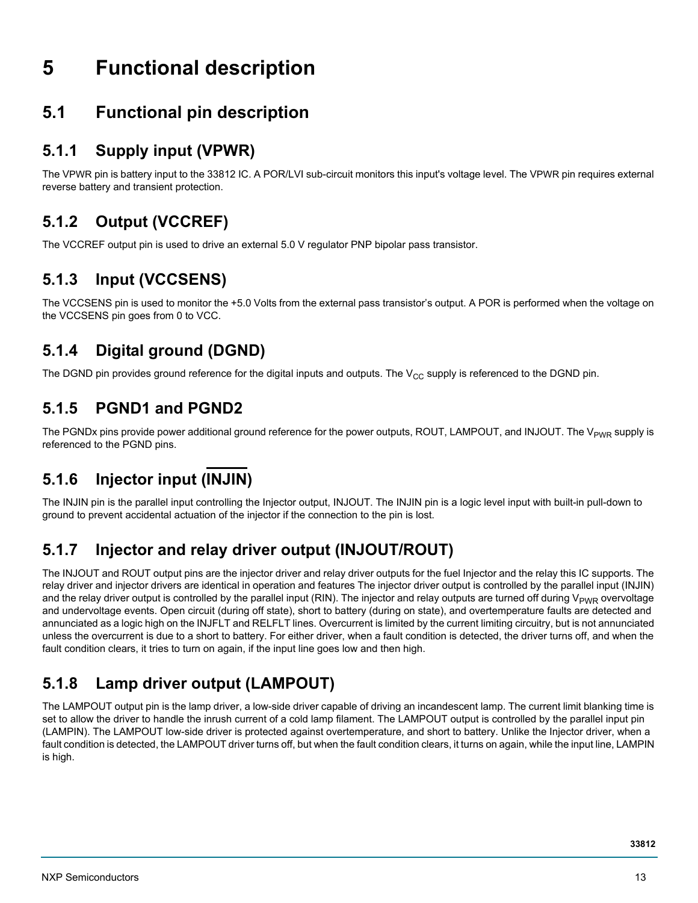# 5 Functional description

## 5.1 Functional pin description

### 5.1.1 Supply input (VPWR)

The VPWR pin is battery input to the 33812 IC. A POR/LVI sub-circuit monitors this input's voltage level. The VPWR pin requires external reverse battery and transient protection.

### 5.1.2 Output (VCCREF)

The VCCREF output pin is used to drive an external 5.0 V regulator PNP bipolar pass transistor.

### 5.1.3 Input (VCCSENS)

The VCCSENS pin is used to monitor the +5.0 Volts from the external pass transistor's output. A POR is performed when the voltage on the VCCSENS pin goes from 0 to VCC.

### 5.1.4 Digital ground (DGND)

The DGND pin provides ground reference for the digital inputs and outputs. The $V_{CC}$ supply is referenced to the DGND pin.

### 5.1.5 PGND1 and PGND2

The PGNDx pins provide power additional ground reference for the power outputs, ROUT, LAMPOUT, and INJOUT. The $V_{PWR}$ supply is referenced to the PGND pins.

### 5.1.6 Injector input ($\overline{\text{INJIN}}$)

The INJIN pin is the parallel input controlling the Injector output, INJOUT. The INJIN pin is a logic level input with built-in pull-down to ground to prevent accidental actuation of the injector if the connection to the pin is lost.

### 5.1.7 Injector and relay driver output (INJOUT/ROUT)

The INJOUT and ROUT output pins are the injector driver and relay driver outputs for the fuel Injector and the relay this IC supports. The relay driver and injector drivers are identical in operation and features The injector driver output is controlled by the parallel input (INJIN) and the relay driver output is controlled by the parallel input (RIN). The injector and relay outputs are turned off during $V_{PWR}$ overvoltage and undervoltage events. Open circuit (during off state), short to battery (during on state), and overtemperature faults are detected and annunciated as a logic high on the INJFLT and RELFLT lines. Overcurrent is limited by the current limiting circuitry, but is not annunciated unless the overcurrent is due to a short to battery. For either driver, when a fault condition is detected, the driver turns off, and when the fault condition clears, it tries to turn on again, if the input line goes low and then high.

### 5.1.8 Lamp driver output (LAMPOUT)

The LAMPOUT output pin is the lamp driver, a low-side driver capable of driving an incandescent lamp. The current limit blanking time is set to allow the driver to handle the inrush current of a cold lamp filament. The LAMPOUT output is controlled by the parallel input pin (LAMPIN). The LAMPOUT low-side driver is protected against overtemperature, and short to battery. Unlike the Injector driver, when a fault condition is detected, the LAMPOUT driver turns off, but when the fault condition clears, it turns on again, while the input line, LAMPIN is high.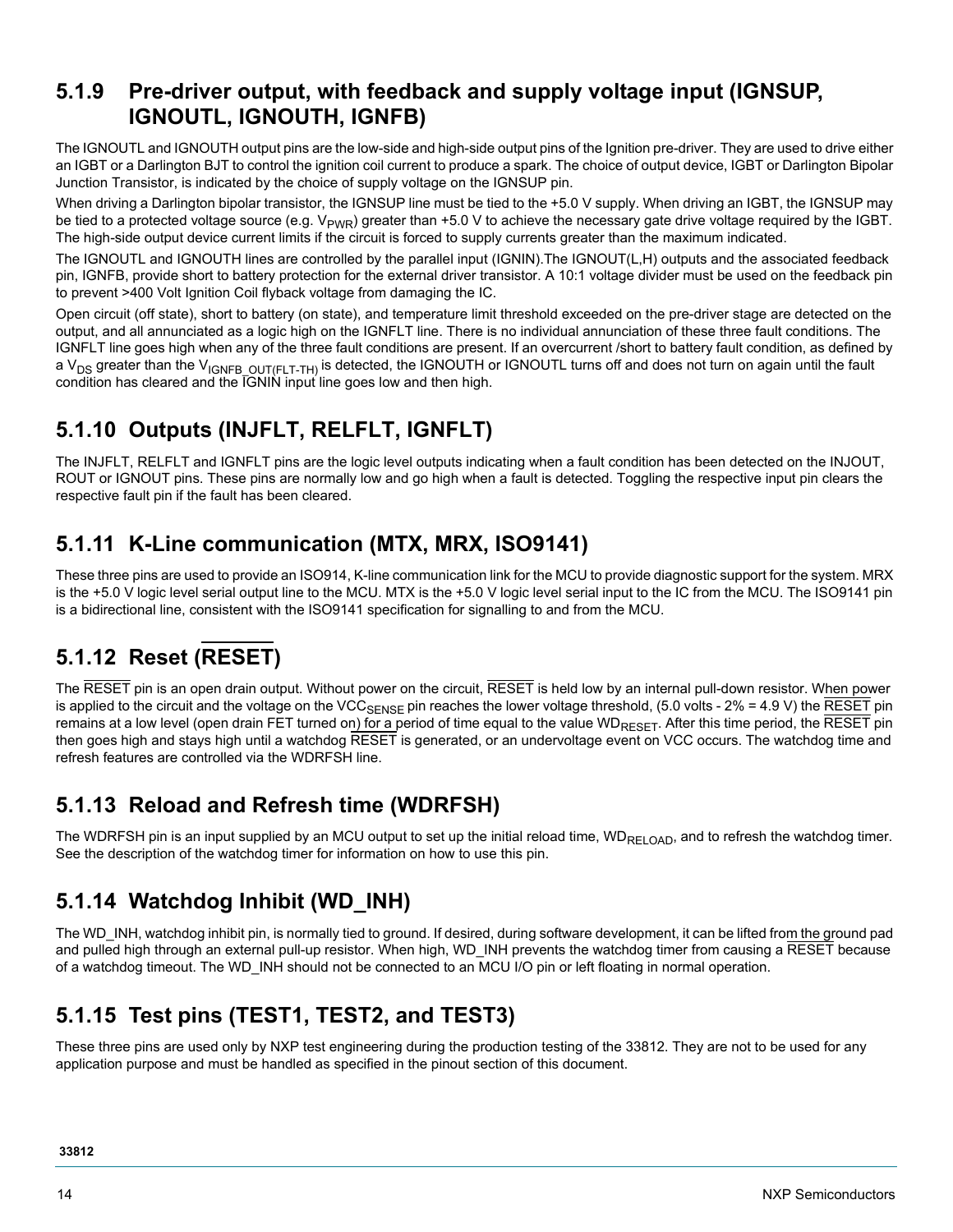### 5.1.9 Pre-driver output, with feedback and supply voltage input (IGNSUP, IGNOUTL, IGNOUTH, IGNFB)

The IGNOUTL and IGNOUTH output pins are the low-side and high-side output pins of the Ignition pre-driver. They are used to drive either an IGBT or a Darlington BJT to control the ignition coil current to produce a spark. The choice of output device, IGBT or Darlington Bipolar Junction Transistor, is indicated by the choice of supply voltage on the IGNSUP pin.

When driving a Darlington bipolar transistor, the IGNSUP line must be tied to the +5.0 V supply. When driving an IGBT, the IGNSUP may be tied to a protected voltage source (e.g. $V_{PWR}$) greater than +5.0 V to achieve the necessary gate drive voltage required by the IGBT. The high-side output device current limits if the circuit is forced to supply currents greater than the maximum indicated.

The IGNOUTL and IGNOUTH lines are controlled by the parallel input (IGNIN).The IGNOUT(L,H) outputs and the associated feedback pin, IGNFB, provide short to battery protection for the external driver transistor. A 10:1 voltage divider must be used on the feedback pin to prevent >400 Volt Ignition Coil flyback voltage from damaging the IC.

Open circuit (off state), short to battery (on state), and temperature limit threshold exceeded on the pre-driver stage are detected on the output, and all annunciated as a logic high on the IGNFLT line. There is no individual annunciation of these three fault conditions. The IGNFLT line goes high when any of the three fault conditions are present. If an overcurrent /short to battery fault condition, as defined by a $V_{DS}$ greater than the $V_{IGNFB\_OUT(FLT-TH)}$ is detected, the IGNOUTH or IGNOUTL turns off and does not turn on again until the fault condition has cleared and the $\overline{\text{IGNIN}}$ input line goes low and then high.

### 5.1.10 Outputs (INJFLT, RELFLT, IGNFLT)

The INJFLT, RELFLT and IGNFLT pins are the logic level outputs indicating when a fault condition has been detected on the INJOUT, ROUT or IGNOUT pins. These pins are normally low and go high when a fault is detected. Toggling the respective input pin clears the respective fault pin if the fault has been cleared.

### 5.1.11 K-Line communication (MTX, MRX, ISO9141)

These three pins are used to provide an ISO914, K-line communication link for the MCU to provide diagnostic support for the system. MRX is the +5.0 V logic level serial output line to the MCU. MTX is the +5.0 V logic level serial input to the IC from the MCU. The ISO9141 pin is a bidirectional line, consistent with the ISO9141 specification for signalling to and from the MCU.

### 5.1.12 Reset ($\overline{\text{RESET}}$)

The $\overline{\text{RESET}}$ pin is an open drain output. Without power on the circuit, $\overline{\text{RESET}}$ is held low by an internal pull-down resistor. When power is applied to the circuit and the voltage on the $VCC_{SENSE}$ pin reaches the lower voltage threshold, (5.0 volts - 2% = 4.9 V) the $\overline{\text{RESET}}$ pin remains at a low level (open drain FET turned on) for a period of time equal to the value $WD_{RESET}$. After this time period, the $\overline{\text{RESET}}$ pin then goes high and stays high until a watchdog $\overline{\text{RESET}}$ is generated, or an undervoltage event on VCC occurs. The watchdog time and refresh features are controlled via the WDRFSH line.

### 5.1.13 Reload and Refresh time (WDRFSH)

The WDRFSH pin is an input supplied by an MCU output to set up the initial reload time, $WD_{RELOAD}$, and to refresh the watchdog timer. See the description of the watchdog timer for information on how to use this pin.

### 5.1.14 Watchdog Inhibit (WD_INH)

The WD_INH, watchdog inhibit pin, is normally tied to ground. If desired, during software development, it can be lifted from the ground pad and pulled high through an external pull-up resistor. When high, WD_INH prevents the watchdog timer from causing a $\overline{\text{RESET}}$ because of a watchdog timeout. The WD_INH should not be connected to an MCU I/O pin or left floating in normal operation.

### 5.1.15 Test pins (TEST1, TEST2, and TEST3)

These three pins are used only by NXP test engineering during the production testing of the 33812. They are not to be used for any application purpose and must be handled as specified in the pinout section of this document.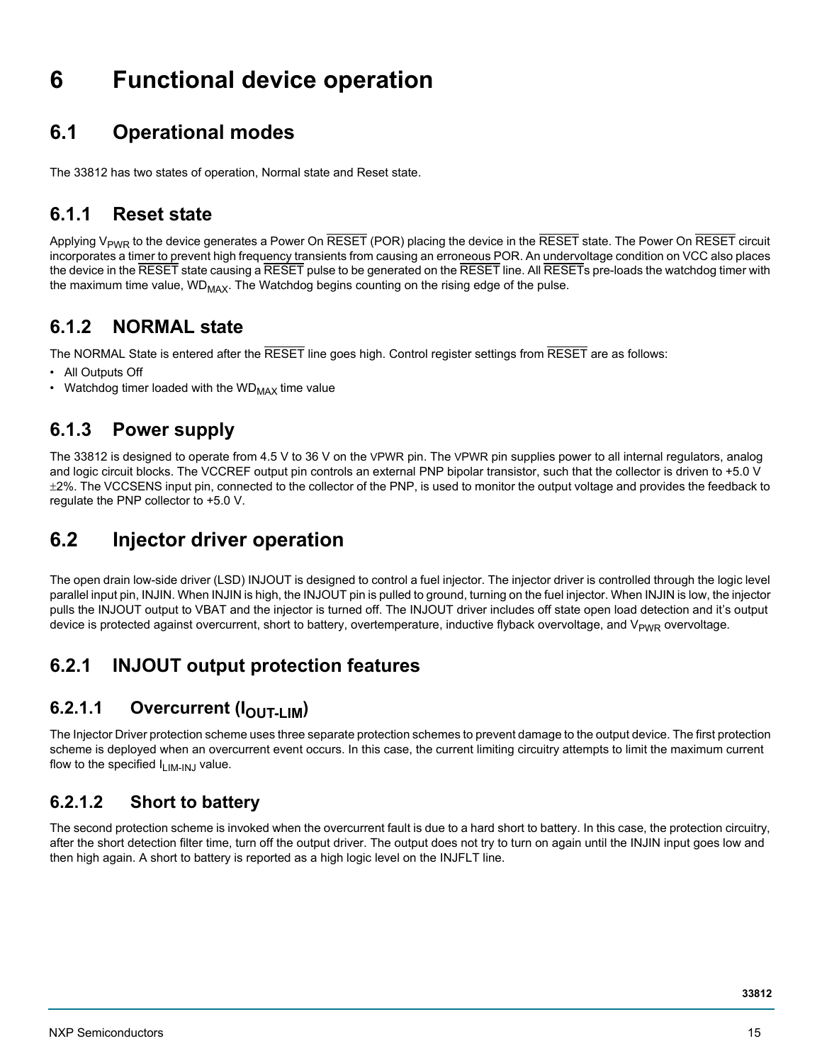# 6 Functional device operation

## 6.1 Operational modes

The 33812 has two states of operation, Normal state and Reset state.

### 6.1.1 Reset state

Applying $V_{PWR}$ to the device generates a Power On $\overline{\text{RESET}}$ (POR) placing the device in the $\overline{\text{RESET}}$ state. The Power On $\overline{\text{RESET}}$ circuit incorporates a timer to prevent high frequency transients from causing an erroneous POR. An undervoltage condition on VCC also places the device in the $\overline{\text{RESET}}$ state causing a $\overline{\text{RESET}}$ pulse to be generated on the $\overline{\text{RESET}}$ line. All $\overline{\text{RESET}}$s pre-loads the watchdog timer with the maximum time value, $WD_{MAX}$. The Watchdog begins counting on the rising edge of the pulse.

### 6.1.2 NORMAL state

The NORMAL State is entered after the $\overline{\text{RESET}}$ line goes high. Control register settings from $\overline{\text{RESET}}$ are as follows:

- All Outputs Off
- Watchdog timer loaded with the $WD_{MAX}$ time value

### 6.1.3 Power supply

The 33812 is designed to operate from 4.5 V to 36 V on the VPWR pin. The VPWR pin supplies power to all internal regulators, analog and logic circuit blocks. The VCCREF output pin controls an external PNP bipolar transistor, such that the collector is driven to +5.0 V ±2%. The VCCSENS input pin, connected to the collector of the PNP, is used to monitor the output voltage and provides the feedback to regulate the PNP collector to +5.0 V.

## 6.2 Injector driver operation

The open drain low-side driver (LSD) INJOUT is designed to control a fuel injector. The injector driver is controlled through the logic level parallel input pin, INJIN. When INJIN is high, the INJOUT pin is pulled to ground, turning on the fuel injector. When INJIN is low, the injector pulls the INJOUT output to VBAT and the injector is turned off. The INJOUT driver includes off state open load detection and it's output device is protected against overcurrent, short to battery, overtemperature, inductive flyback overvoltage, and $V_{PWR}$ overvoltage.

### 6.2.1 INJOUT output protection features

#### 6.2.1.1 Overcurrent ($I_{OUT-LIM}$)

The Injector Driver protection scheme uses three separate protection schemes to prevent damage to the output device. The first protection scheme is deployed when an overcurrent event occurs. In this case, the current limiting circuitry attempts to limit the maximum current flow to the specified $I_{LIM-INJ}$ value.

#### 6.2.1.2 Short to battery

The second protection scheme is invoked when the overcurrent fault is due to a hard short to battery. In this case, the protection circuitry, after the short detection filter time, turn off the output driver. The output does not try to turn on again until the INJIN input goes low and then high again. A short to battery is reported as a high logic level on the INJFLT line.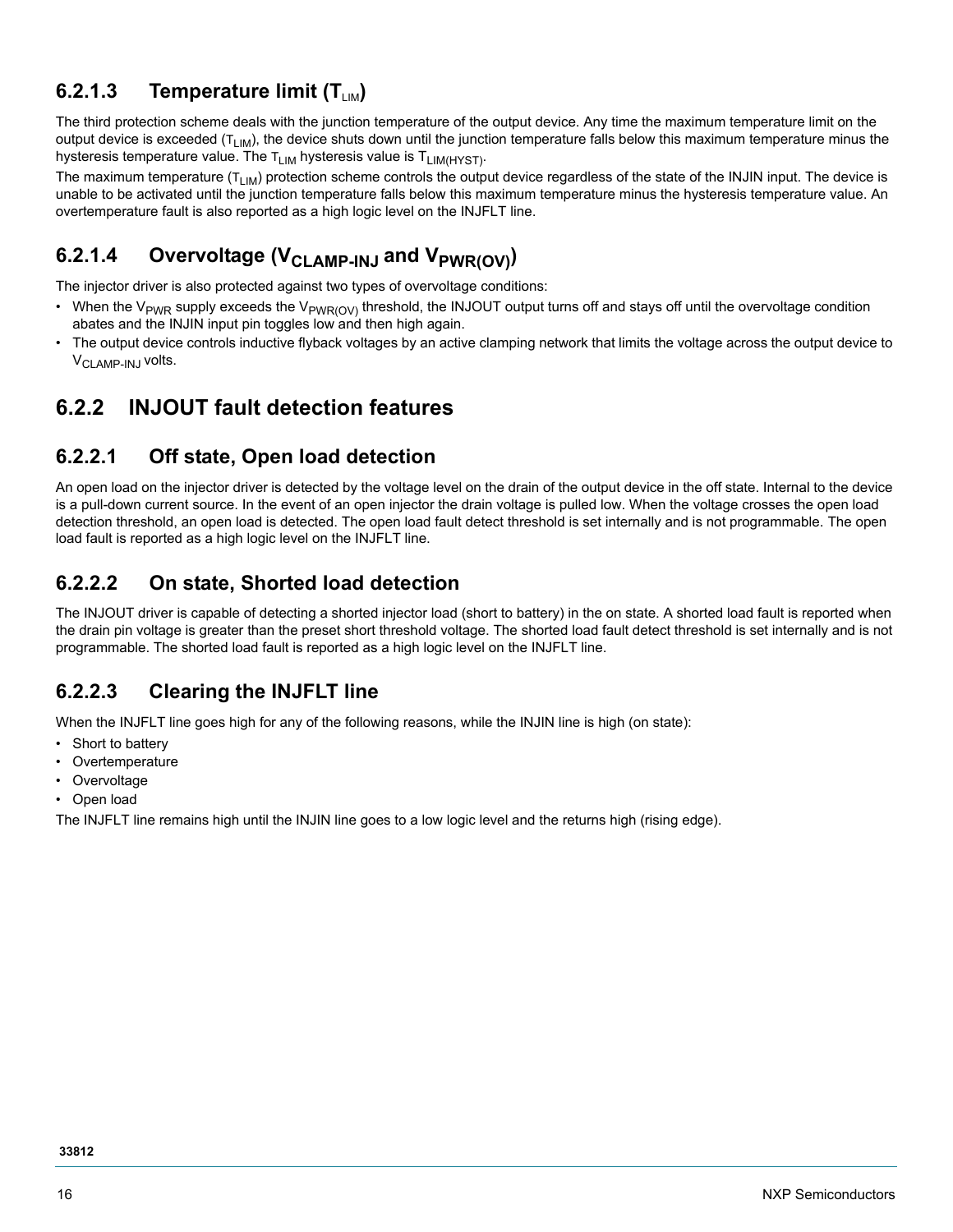### 6.2.1.3 Temperature limit ($T_{LIM}$)

The third protection scheme deals with the junction temperature of the output device. Any time the maximum temperature limit on the output device is exceeded ($T_{LIM}$), the device shuts down until the junction temperature falls below this maximum temperature minus the hysteresis temperature value. The $T_{LIM}$ hysteresis value is $T_{LIM(HYST)}$.

The maximum temperature ($T_{LIM}$) protection scheme controls the output device regardless of the state of the INJIN input. The device is unable to be activated until the junction temperature falls below this maximum temperature minus the hysteresis temperature value. An overtemperature fault is also reported as a high logic level on the INJFLT line.

### 6.2.1.4 Overvoltage ($V_{CLAMP-INJ}$ and $V_{PWR(OV)}$)

The injector driver is also protected against two types of overvoltage conditions:

- When the $V_{PWR}$ supply exceeds the $V_{PWR(OV)}$ threshold, the INJOUT output turns off and stays off until the overvoltage condition abates and the INJIN input pin toggles low and then high again.
- The output device controls inductive flyback voltages by an active clamping network that limits the voltage across the output device to $V_{CLAMP-INJ}$ volts.

## 6.2.2 INJOUT fault detection features

### 6.2.2.1 Off state, Open load detection

An open load on the injector driver is detected by the voltage level on the drain of the output device in the off state. Internal to the device is a pull-down current source. In the event of an open injector the drain voltage is pulled low. When the voltage crosses the open load detection threshold, an open load is detected. The open load fault detect threshold is set internally and is not programmable. The open load fault is reported as a high logic level on the INJFLT line.

### 6.2.2.2 On state, Shorted load detection

The INJOUT driver is capable of detecting a shorted injector load (short to battery) in the on state. A shorted load fault is reported when the drain pin voltage is greater than the preset short threshold voltage. The shorted load fault detect threshold is set internally and is not programmable. The shorted load fault is reported as a high logic level on the INJFLT line.

### 6.2.2.3 Clearing the INJFLT line

When the INJFLT line goes high for any of the following reasons, while the INJIN line is high (on state):

- Short to battery
- Overtemperature
- Overvoltage
- Open load

The INJFLT line remains high until the INJIN line goes to a low logic level and the returns high (rising edge).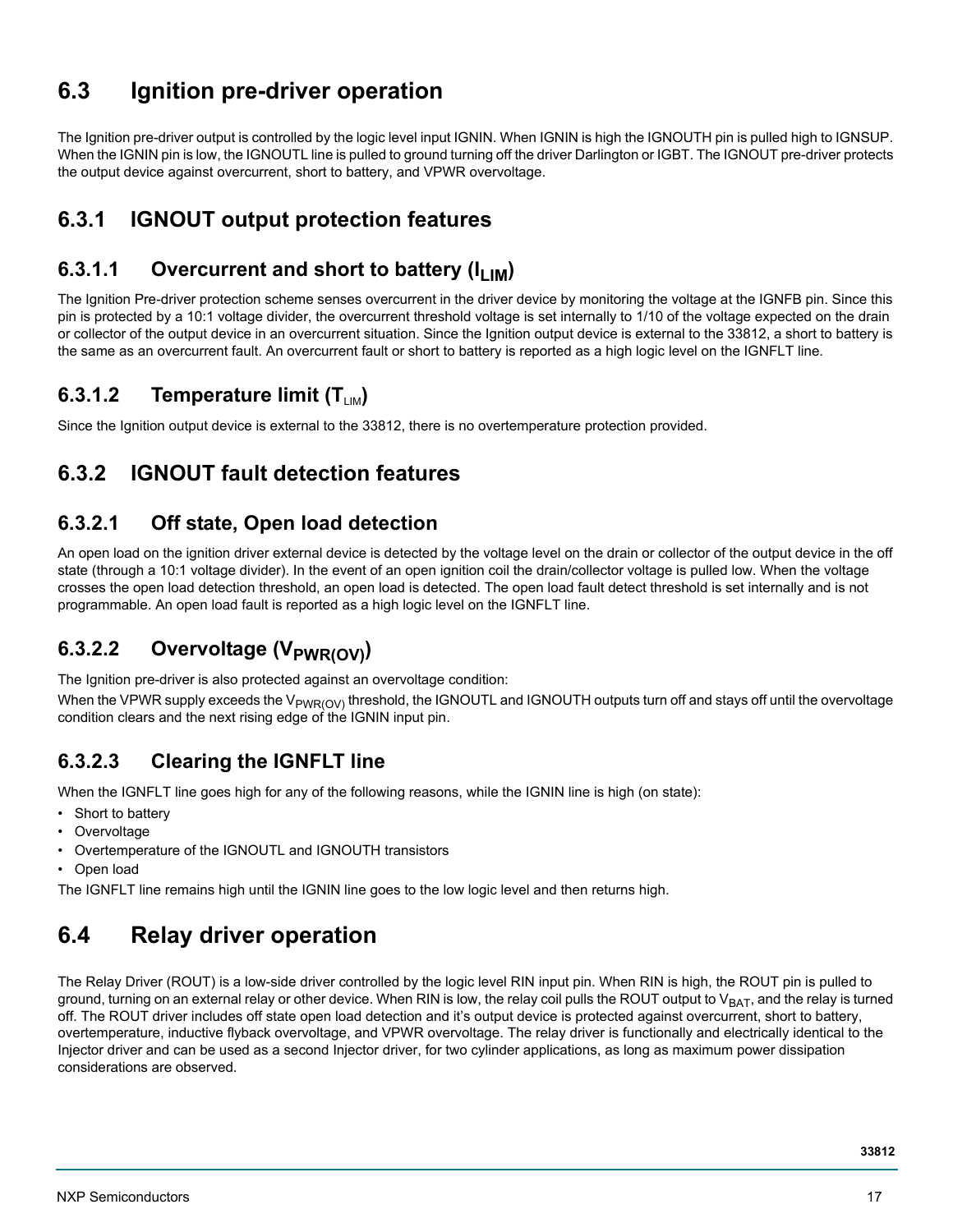## 6.3 Ignition pre-driver operation

The Ignition pre-driver output is controlled by the logic level input IGNIN. When IGNIN is high the IGNOUTH pin is pulled high to IGNSUP. When the IGNIN pin is low, the IGNOUTL line is pulled to ground turning off the driver Darlington or IGBT. The IGNOUT pre-driver protects the output device against overcurrent, short to battery, and VPWR overvoltage.

### 6.3.1 IGNOUT output protection features

#### 6.3.1.1 Overcurrent and short to battery ($I_{LIM}$)

The Ignition Pre-driver protection scheme senses overcurrent in the driver device by monitoring the voltage at the IGNFB pin. Since this pin is protected by a 10:1 voltage divider, the overcurrent threshold voltage is set internally to 1/10 of the voltage expected on the drain or collector of the output device in an overcurrent situation. Since the Ignition output device is external to the 33812, a short to battery is the same as an overcurrent fault. An overcurrent fault or short to battery is reported as a high logic level on the IGNFLT line.

#### 6.3.1.2 Temperature limit ($T_{LIM}$)

Since the Ignition output device is external to the 33812, there is no overtemperature protection provided.

### 6.3.2 IGNOUT fault detection features

#### 6.3.2.1 Off state, Open load detection

An open load on the ignition driver external device is detected by the voltage level on the drain or collector of the output device in the off state (through a 10:1 voltage divider). In the event of an open ignition coil the drain/collector voltage is pulled low. When the voltage crosses the open load detection threshold, an open load is detected. The open load fault detect threshold is set internally and is not programmable. An open load fault is reported as a high logic level on the IGNFLT line.

#### 6.3.2.2 Overvoltage ($V_{PWR(OV)}$)

The Ignition pre-driver is also protected against an overvoltage condition:

When the VPWR supply exceeds the $V_{PWR(OV)}$ threshold, the IGNOUTL and IGNOUTH outputs turn off and stays off until the overvoltage condition clears and the next rising edge of the IGNIN input pin.

#### 6.3.2.3 Clearing the IGNFLT line

When the IGNFLT line goes high for any of the following reasons, while the IGNIN line is high (on state):

- Short to battery
- Overvoltage
- Overtemperature of the IGNOUTL and IGNOUTH transistors
- Open load

The IGNFLT line remains high until the IGNIN line goes to the low logic level and then returns high.

## 6.4 Relay driver operation

The Relay Driver (ROUT) is a low-side driver controlled by the logic level RIN input pin. When RIN is high, the ROUT pin is pulled to ground, turning on an external relay or other device. When RIN is low, the relay coil pulls the ROUT output to $V_{BAT}$, and the relay is turned off. The ROUT driver includes off state open load detection and it's output device is protected against overcurrent, short to battery, overtemperature, inductive flyback overvoltage, and VPWR overvoltage. The relay driver is functionally and electrically identical to the Injector driver and can be used as a second Injector driver, for two cylinder applications, as long as maximum power dissipation considerations are observed.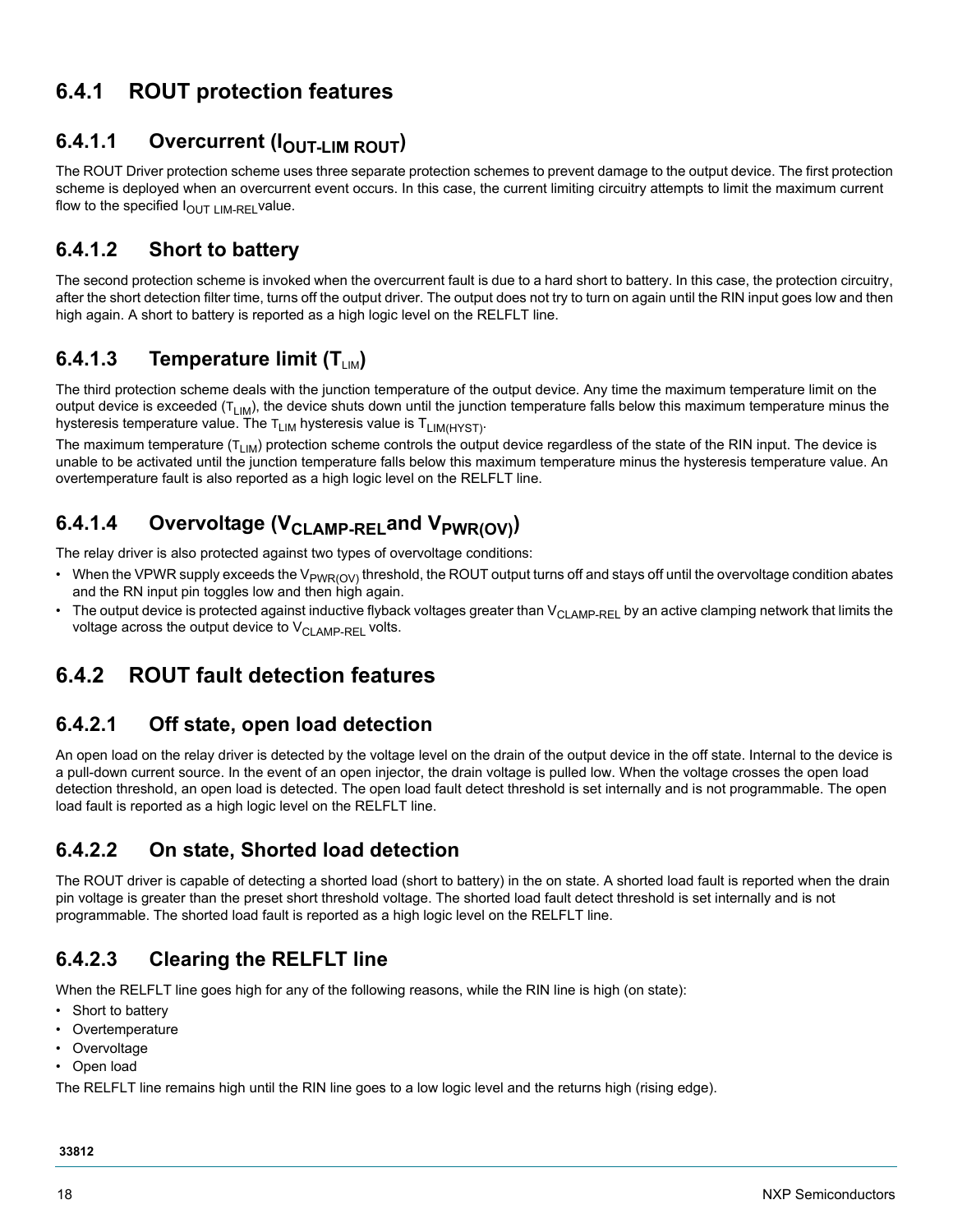## 6.4.1 ROUT protection features

### 6.4.1.1 Overcurrent ($I_{OUT-LIM\ ROUT}$)

The ROUT Driver protection scheme uses three separate protection schemes to prevent damage to the output device. The first protection scheme is deployed when an overcurrent event occurs. In this case, the current limiting circuitry attempts to limit the maximum current flow to the specified $I_{OUT\ LIM-REL}$value.

### 6.4.1.2 Short to battery

The second protection scheme is invoked when the overcurrent fault is due to a hard short to battery. In this case, the protection circuitry, after the short detection filter time, turns off the output driver. The output does not try to turn on again until the RIN input goes low and then high again. A short to battery is reported as a high logic level on the RELFLT line.

### 6.4.1.3 Temperature limit ($T_{LIM}$)

The third protection scheme deals with the junction temperature of the output device. Any time the maximum temperature limit on the output device is exceeded ($T_{LIM}$), the device shuts down until the junction temperature falls below this maximum temperature minus the hysteresis temperature value. The $T_{LIM}$ hysteresis value is $T_{LIM(HYST)}$.

The maximum temperature ($T_{LIM}$) protection scheme controls the output device regardless of the state of the RIN input. The device is unable to be activated until the junction temperature falls below this maximum temperature minus the hysteresis temperature value. An overtemperature fault is also reported as a high logic level on the RELFLT line.

### 6.4.1.4 Overvoltage ($V_{CLAMP-REL}$and $V_{PWR(OV)}$)

The relay driver is also protected against two types of overvoltage conditions:

- When the VPWR supply exceeds the $V_{PWR(OV)}$ threshold, the ROUT output turns off and stays off until the overvoltage condition abates and the RN input pin toggles low and then high again.
- The output device is protected against inductive flyback voltages greater than $V_{CLAMP-REL}$ by an active clamping network that limits the voltage across the output device to $V_{CLAMP-REL}$ volts.

## 6.4.2 ROUT fault detection features

### 6.4.2.1 Off state, open load detection

An open load on the relay driver is detected by the voltage level on the drain of the output device in the off state. Internal to the device is a pull-down current source. In the event of an open injector, the drain voltage is pulled low. When the voltage crosses the open load detection threshold, an open load is detected. The open load fault detect threshold is set internally and is not programmable. The open load fault is reported as a high logic level on the RELFLT line.

### 6.4.2.2 On state, Shorted load detection

The ROUT driver is capable of detecting a shorted load (short to battery) in the on state. A shorted load fault is reported when the drain pin voltage is greater than the preset short threshold voltage. The shorted load fault detect threshold is set internally and is not programmable. The shorted load fault is reported as a high logic level on the RELFLT line.

### 6.4.2.3 Clearing the RELFLT line

When the RELFLT line goes high for any of the following reasons, while the RIN line is high (on state):

- Short to battery
- Overtemperature
- Overvoltage
- Open load

The RELFLT line remains high until the RIN line goes to a low logic level and the returns high (rising edge).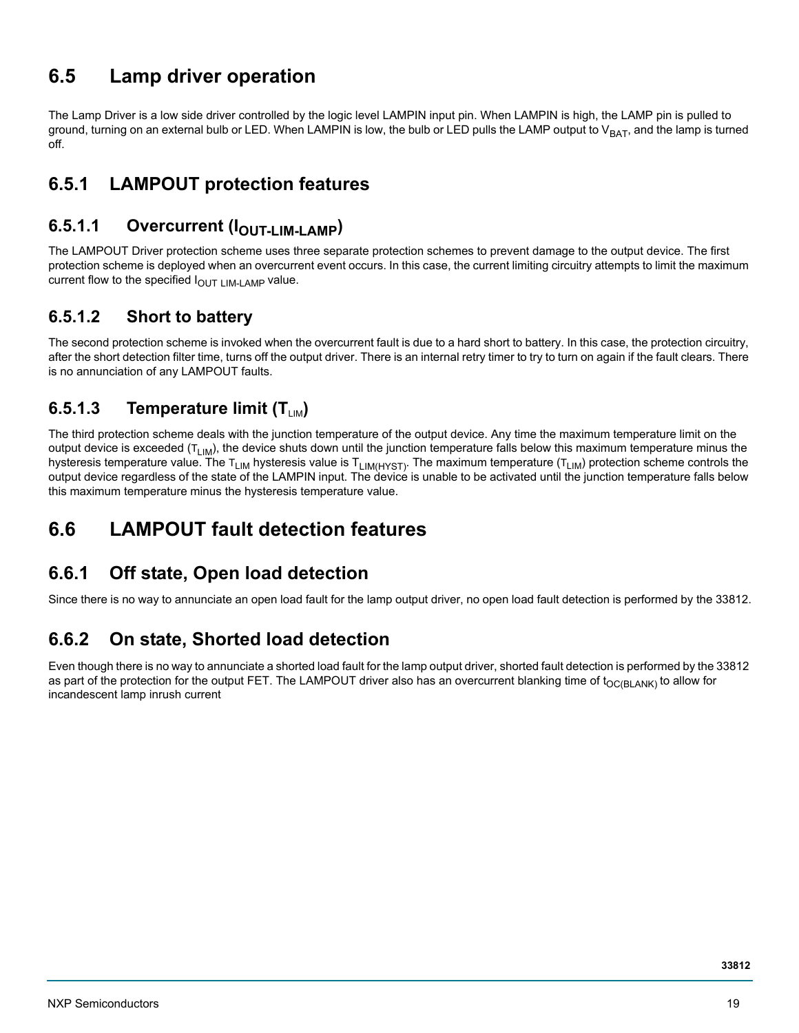## 6.5 Lamp driver operation

The Lamp Driver is a low side driver controlled by the logic level LAMPIN input pin. When LAMPIN is high, the LAMP pin is pulled to ground, turning on an external bulb or LED. When LAMPIN is low, the bulb or LED pulls the LAMP output to $V_{BAT}$, and the lamp is turned off.

### 6.5.1 LAMPOUT protection features

#### 6.5.1.1 Overcurrent ($I_{OUT-LIM-LAMP}$)

The LAMPOUT Driver protection scheme uses three separate protection schemes to prevent damage to the output device. The first protection scheme is deployed when an overcurrent event occurs. In this case, the current limiting circuitry attempts to limit the maximum current flow to the specified $I_{OUT\ LIM-LAMP}$ value.

#### 6.5.1.2 Short to battery

The second protection scheme is invoked when the overcurrent fault is due to a hard short to battery. In this case, the protection circuitry, after the short detection filter time, turns off the output driver. There is an internal retry timer to try to turn on again if the fault clears. There is no annunciation of any LAMPOUT faults.

#### 6.5.1.3 Temperature limit ($T_{LIM}$)

The third protection scheme deals with the junction temperature of the output device. Any time the maximum temperature limit on the output device is exceeded ($T_{LIM}$), the device shuts down until the junction temperature falls below this maximum temperature minus the hysteresis temperature value. The $T_{LIM}$ hysteresis value is $T_{LIM(HYST)}$. The maximum temperature ($T_{LIM}$) protection scheme controls the output device regardless of the state of the LAMPIN input. The device is unable to be activated until the junction temperature falls below this maximum temperature minus the hysteresis temperature value.

## 6.6 LAMPOUT fault detection features

### 6.6.1 Off state, Open load detection

Since there is no way to annunciate an open load fault for the lamp output driver, no open load fault detection is performed by the 33812.

### 6.6.2 On state, Shorted load detection

Even though there is no way to annunciate a shorted load fault for the lamp output driver, shorted fault detection is performed by the 33812 as part of the protection for the output FET. The LAMPOUT driver also has an overcurrent blanking time of $t_{OC(BLANK)}$ to allow for incandescent lamp inrush current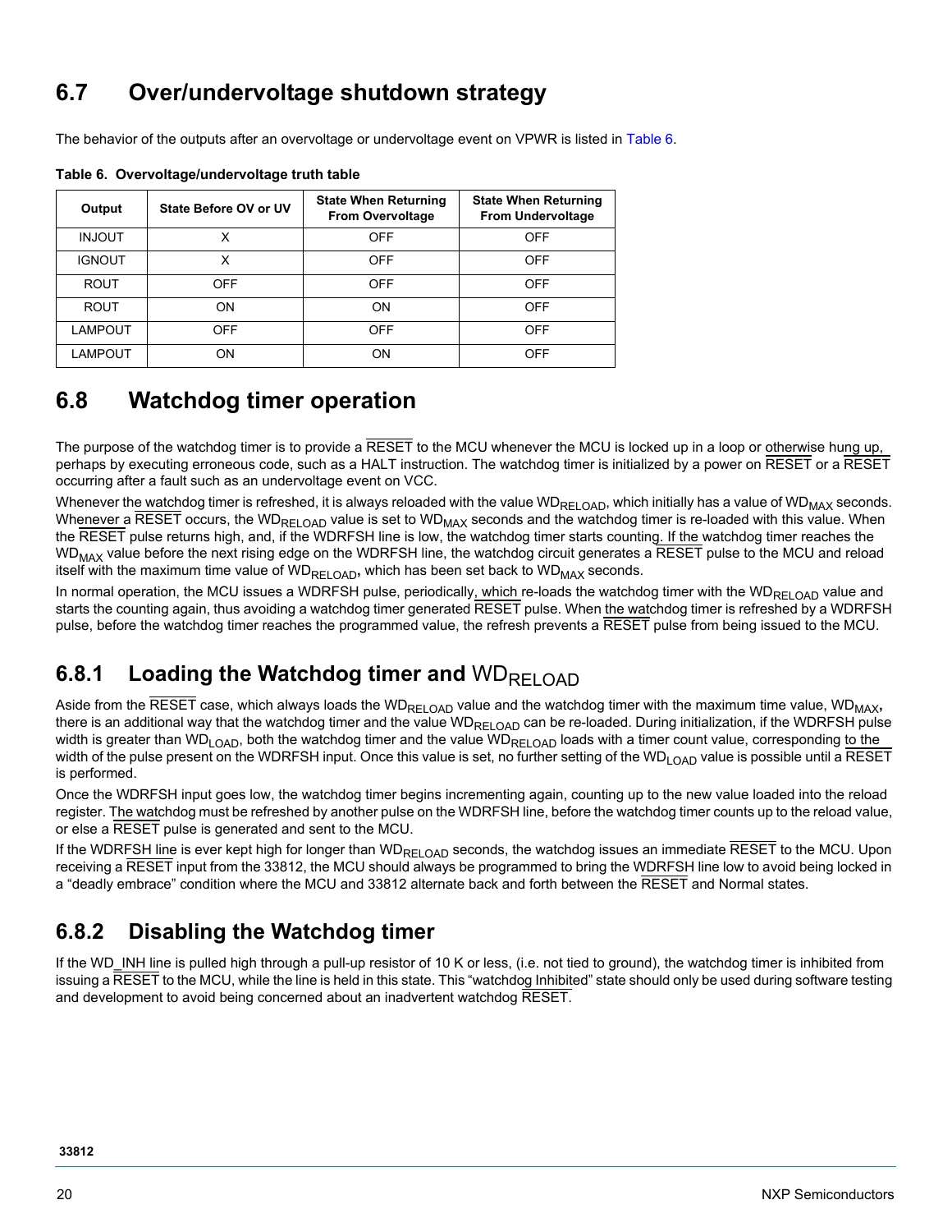## 6.7 Over/undervoltage shutdown strategy

The behavior of the outputs after an overvoltage or undervoltage event on VPWR is listed in Table 6.

**Table 6. Overvoltage/undervoltage truth table**

| Output | State Before OV or UV | State When Returning From Overvoltage | State When Returning From Undervoltage |
|---|---|---|---|
| INJOUT | X | OFF | OFF |
| IGNOUT | X | OFF | OFF |
| ROUT | OFF | OFF | OFF |
| ROUT | ON | ON | OFF |
| LAMPOUT | OFF | OFF | OFF |
| LAMPOUT | ON | ON | OFF |

## 6.8 Watchdog timer operation

The purpose of the watchdog timer is to provide a $\overline{RESET}$ to the MCU whenever the MCU is locked up in a loop or otherwise hung up, perhaps by executing erroneous code, such as a HALT instruction. The watchdog timer is initialized by a power on $\overline{RESET}$ or a $\overline{RESET}$ occurring after a fault such as an undervoltage event on VCC.

Whenever the watchdog timer is refreshed, it is always reloaded with the value $WD_{RELOAD}$, which initially has a value of $WD_{MAX}$ seconds. Whenever a $\overline{RESET}$ occurs, the $WD_{RELOAD}$ value is set to $WD_{MAX}$ seconds and the watchdog timer is re-loaded with this value. When the $\overline{RESET}$ pulse returns high, and, if the WDRFSH line is low, the watchdog timer starts counting. If the watchdog timer reaches the $WD_{MAX}$ value before the next rising edge on the WDRFSH line, the watchdog circuit generates a $\overline{RESET}$ pulse to the MCU and reload itself with the maximum time value of $WD_{RELOAD}$, which has been set back to $WD_{MAX}$ seconds.

In normal operation, the MCU issues a WDRFSH pulse, periodically, which re-loads the watchdog timer with the $WD_{RELOAD}$ value and starts the counting again, thus avoiding a watchdog timer generated $\overline{RESET}$ pulse. When the watchdog timer is refreshed by a WDRFSH pulse, before the watchdog timer reaches the programmed value, the refresh prevents a $\overline{RESET}$ pulse from being issued to the MCU.

### 6.8.1 Loading the Watchdog timer and $WD_{RELOAD}$

Aside from the $\overline{RESET}$ case, which always loads the $WD_{RELOAD}$ value and the watchdog timer with the maximum time value, $WD_{MAX}$, there is an additional way that the watchdog timer and the value $WD_{RELOAD}$ can be re-loaded. During initialization, if the WDRFSH pulse width is greater than $WD_{LOAD}$, both the watchdog timer and the value $WD_{RELOAD}$ loads with a timer count value, corresponding to the width of the pulse present on the WDRFSH input. Once this value is set, no further setting of the $WD_{LOAD}$ value is possible until a $\overline{RESET}$ is performed.

Once the WDRFSH input goes low, the watchdog timer begins incrementing again, counting up to the new value loaded into the reload register. The watchdog must be refreshed by another pulse on the WDRFSH line, before the watchdog timer counts up to the reload value, or else a $\overline{RESET}$ pulse is generated and sent to the MCU.

If the WDRFSH line is ever kept high for longer than $WD_{RELOAD}$ seconds, the watchdog issues an immediate $\overline{RESET}$ to the MCU. Upon receiving a $\overline{RESET}$ input from the 33812, the MCU should always be programmed to bring the WDRFSH line low to avoid being locked in a "deadly embrace" condition where the MCU and 33812 alternate back and forth between the $\overline{RESET}$ and Normal states.

### 6.8.2 Disabling the Watchdog timer

If the WD_INH line is pulled high through a pull-up resistor of 10 K or less, (i.e. not tied to ground), the watchdog timer is inhibited from issuing a $\overline{RESET}$ to the MCU, while the line is held in this state. This "watchdog Inhibited" state should only be used during software testing and development to avoid being concerned about an inadvertent watchdog $\overline{RESET}$.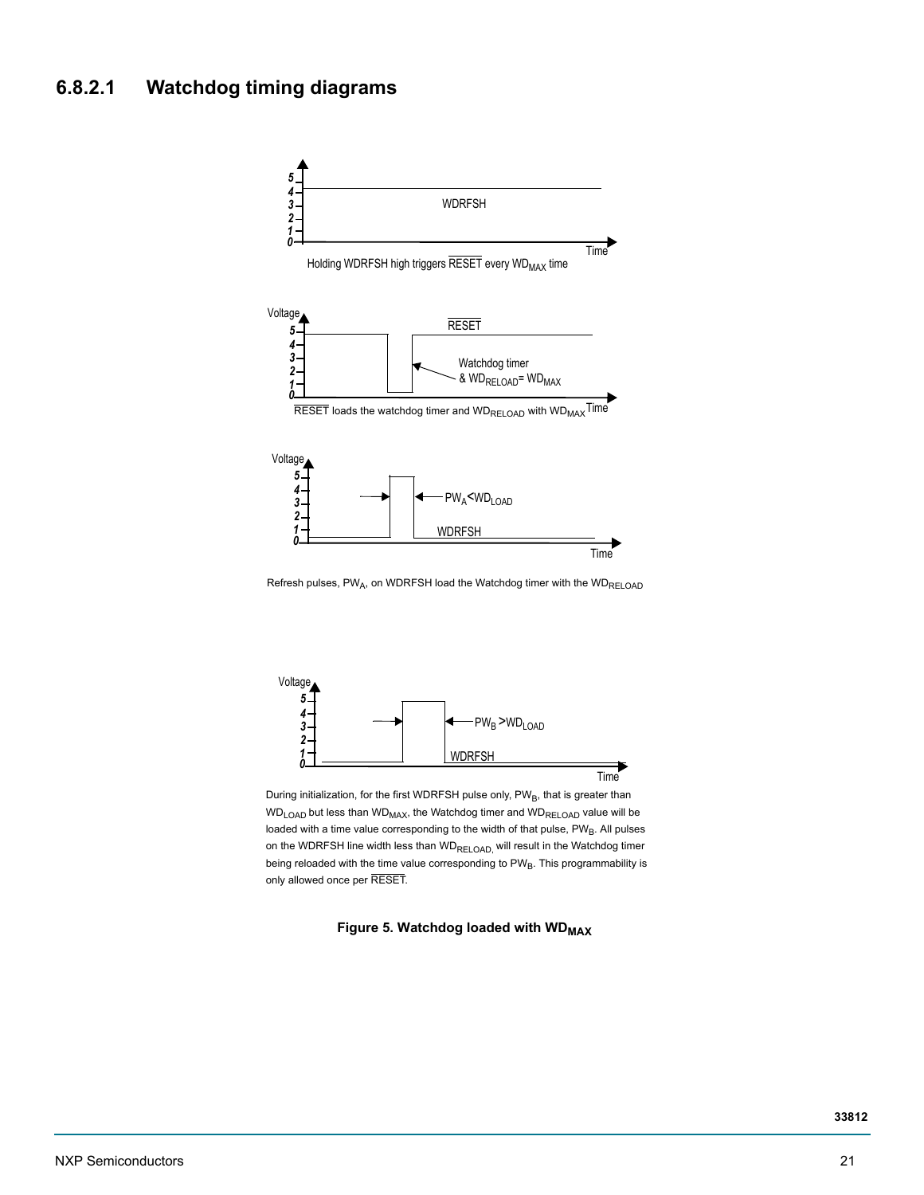### 6.8.2.1 Watchdog timing diagrams

Holding WDRFSH high triggers $\overline{RESET}$ every $WD_{MAX}$ time

$\overline{RESET}$ loads the watchdog timer and $WD_{RELOAD}$ with $WD_{MAX}$

Refresh pulses, $PW_A$, on WDRFSH load the Watchdog timer with the $WD_{RELOAD}$

During initialization, for the first WDRFSH pulse only, $PW_B$, that is greater than $WD_{LOAD}$ but less than $WD_{MAX}$, the Watchdog timer and $WD_{RELOAD}$ value will be loaded with a time value corresponding to the width of that pulse, $PW_B$. All pulses on the WDRFSH line width less than $WD_{RELOAD}$, will result in the Watchdog timer being reloaded with the time value corresponding to $PW_B$. This programmability is only allowed once per $\overline{RESET}$.

**Figure 5. Watchdog loaded with $WD_{MAX}$**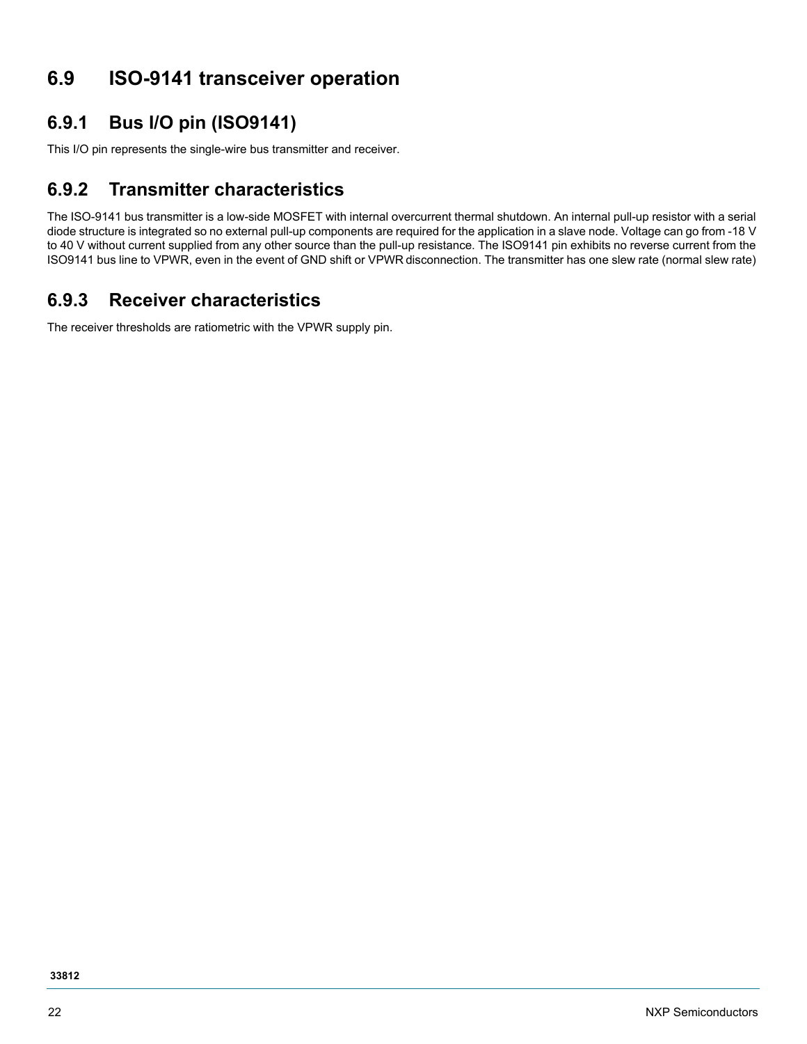## 6.9 ISO-9141 transceiver operation

### 6.9.1 Bus I/O pin (ISO9141)

This I/O pin represents the single-wire bus transmitter and receiver.

### 6.9.2 Transmitter characteristics

The ISO-9141 bus transmitter is a low-side MOSFET with internal overcurrent thermal shutdown. An internal pull-up resistor with a serial diode structure is integrated so no external pull-up components are required for the application in a slave node. Voltage can go from -18 V to 40 V without current supplied from any other source than the pull-up resistance. The ISO9141 pin exhibits no reverse current from the ISO9141 bus line to VPWR, even in the event of GND shift or VPWR disconnection. The transmitter has one slew rate (normal slew rate)

### 6.9.3 Receiver characteristics

The receiver thresholds are ratiometric with the VPWR supply pin.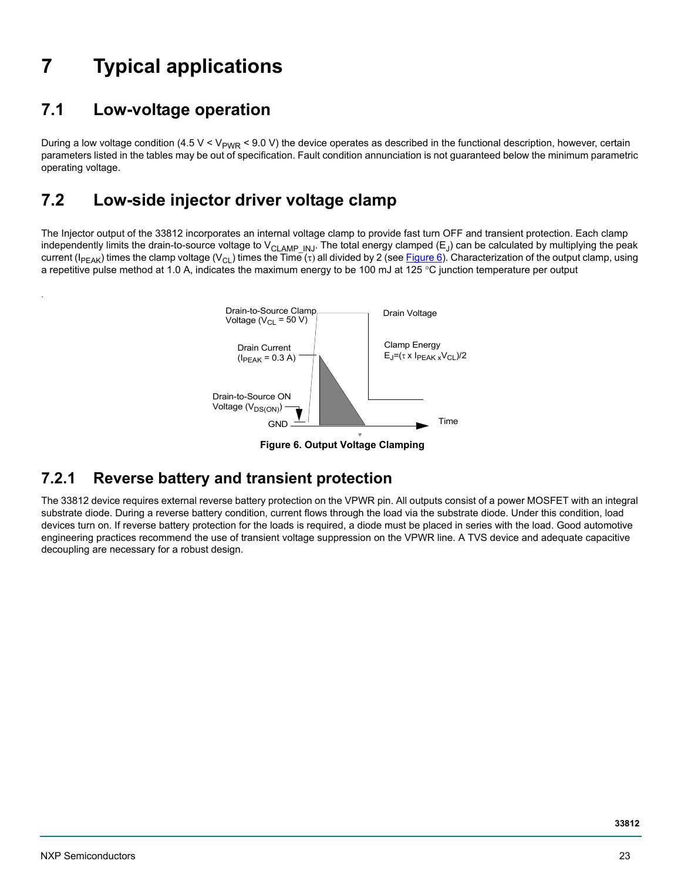# 7 Typical applications

## 7.1 Low-voltage operation

During a low voltage condition (4.5 V < $V_{PWR}$ < 9.0 V) the device operates as described in the functional description, however, certain parameters listed in the tables may be out of specification. Fault condition annunciation is not guaranteed below the minimum parametric operating voltage.

## 7.2 Low-side injector driver voltage clamp

The Injector output of the 33812 incorporates an internal voltage clamp to provide fast turn OFF and transient protection. Each clamp independently limits the drain-to-source voltage to $V_{CLAMP\_INJ}$. The total energy clamped ($E_J$) can be calculated by multiplying the peak current ($I_{PEAK}$) times the clamp voltage ($V_{CL}$) times the Time ($\tau$) all divided by 2 (see Figure 6). Characterization of the output clamp, using a repetitive pulse method at 1.0 A, indicates the maximum energy to be 100 mJ at 125 °C junction temperature per output

Drain-to-Source Clamp Voltage ($V_{CL}$ = 50 V)

Drain Voltage

Drain Current ($I_{PEAK}$ = 0.3 A)

Clamp Energy $E_J = (\tau \times I_{PEAK} \times V_{CL})/2$

Drain-to-Source ON Voltage ($V_{DS(ON)}$)

GND

Time

$\tau$

**Figure 6. Output Voltage Clamping**

### 7.2.1 Reverse battery and transient protection

The 33812 device requires external reverse battery protection on the VPWR pin. All outputs consist of a power MOSFET with an integral substrate diode. During a reverse battery condition, current flows through the load via the substrate diode. Under this condition, load devices turn on. If reverse battery protection for the loads is required, a diode must be placed in series with the load. Good automotive engineering practices recommend the use of transient voltage suppression on the VPWR line. A TVS device and adequate capacitive decoupling are necessary for a robust design.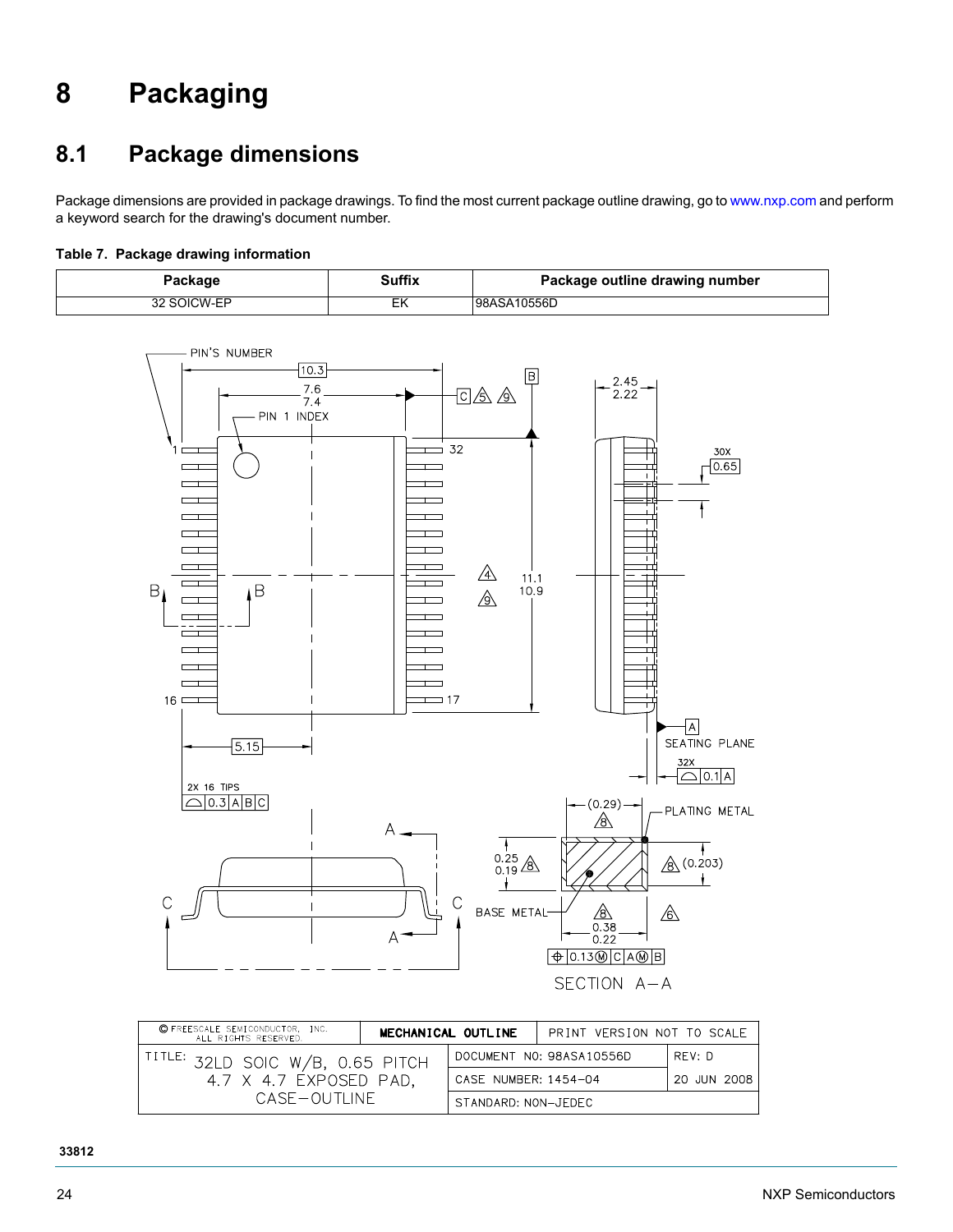# 8 Packaging

## 8.1 Package dimensions

Package dimensions are provided in package drawings. To find the most current package outline drawing, go to www.nxp.com and perform a keyword search for the drawing's document number.

**Table 7. Package drawing information**

| Package | Suffix | Package outline drawing number |
| --- | --- | --- |
| 32 SOICW-EP | EK | 98ASA10556D |

| © FREESCALE SEMICONDUCTOR, INC. ALL RIGHTS RESERVED. | MECHANICAL OUTLINE | PRINT VERSION NOT TO SCALE |
| --- | --- | --- |
| TITLE: 32LD SOIC W/B, 0.65 PITCH 4.7 X 4.7 EXPOSED PAD, CASE-OUTLINE | DOCUMENT NO: 98ASA10556D | REV: D |
| | CASE NUMBER: 1454-04 | 20 JUN 2008 |
| | STANDARD: NON-JEDEC | |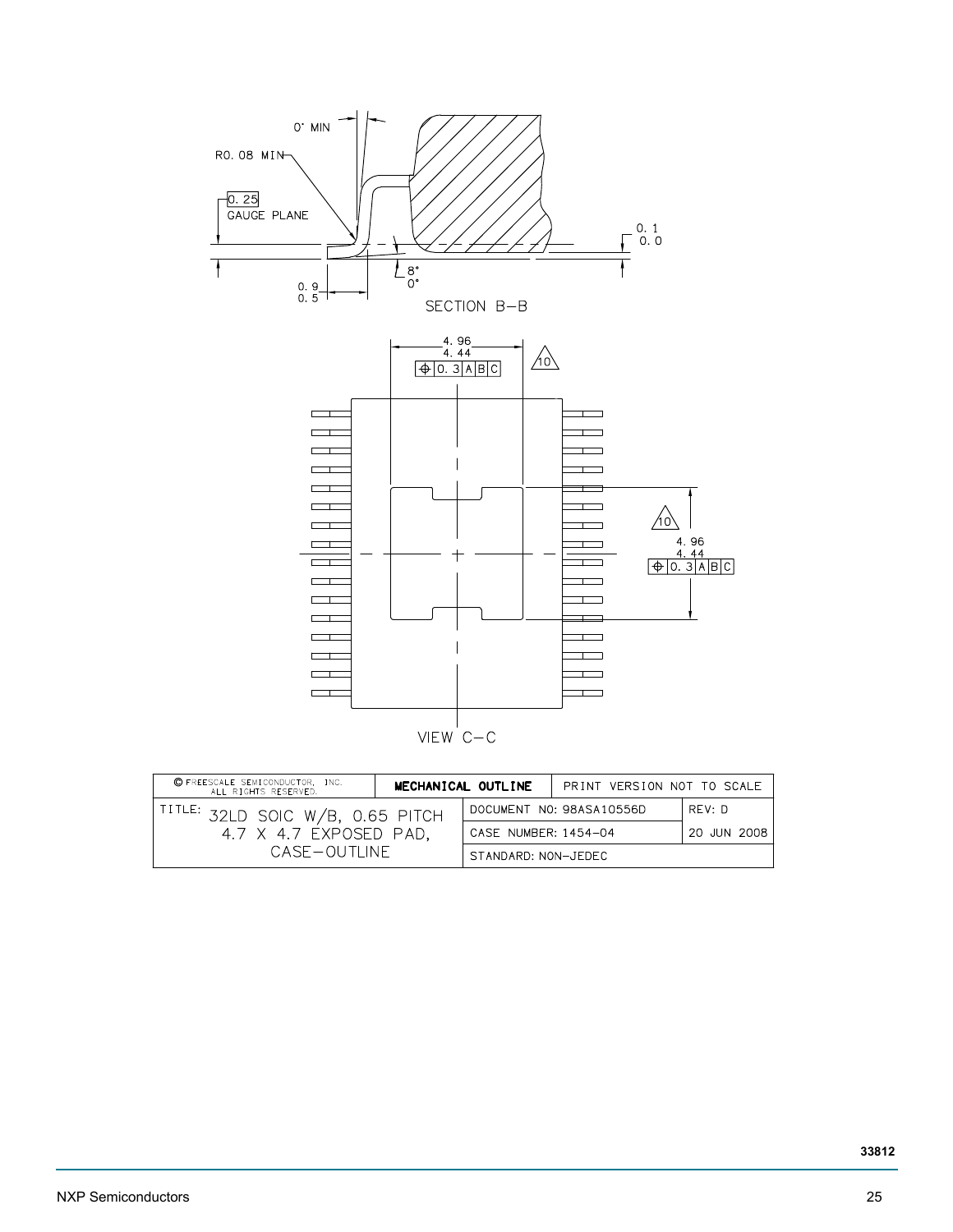0° MIN

R0.08 MIN

0.25
GAUGE PLANE

0.1
0.0

8°
0°

0.9
0.5

SECTION B–B

4.96
4.44
⊕ 0.3 A B C

10

10

4.96
4.44
⊕ 0.3 A B C

VIEW C–C

| © FREESCALE SEMICONDUCTOR, INC. ALL RIGHTS RESERVED. | MECHANICAL OUTLINE | PRINT VERSION NOT TO SCALE | |
|---|---|---|---|
| TITLE: 32LD SOIC W/B, 0.65 PITCH 4.7 X 4.7 EXPOSED PAD, CASE–OUTLINE | DOCUMENT NO: 98ASA10556D | | REV: D |
| | CASE NUMBER: 1454–04 | | 20 JUN 2008 |
| | STANDARD: NON–JEDEC | | |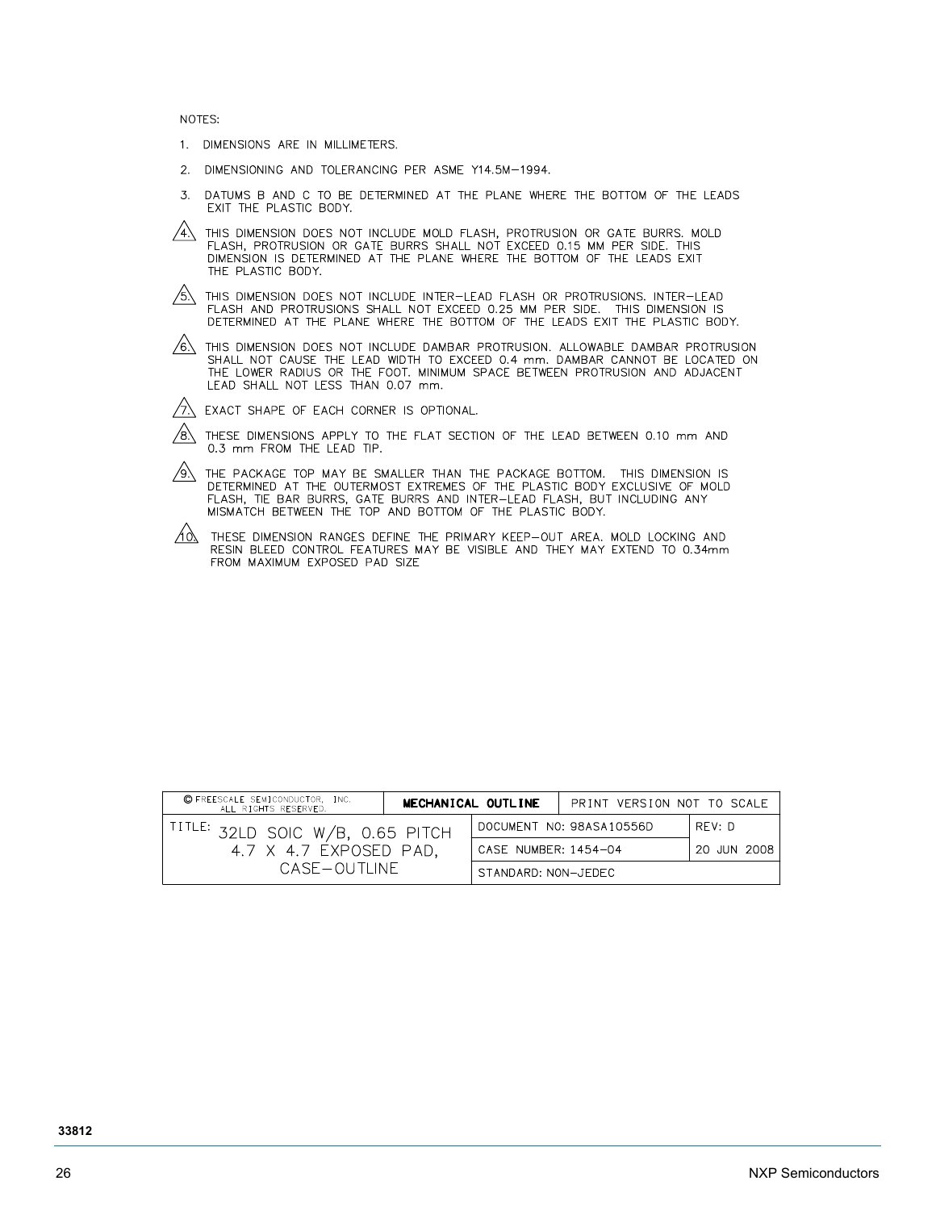NOTES:

1. DIMENSIONS ARE IN MILLIMETERS.
2. DIMENSIONING AND TOLERANCING PER ASME Y14.5M−1994.
3. DATUMS B AND C TO BE DETERMINED AT THE PLANE WHERE THE BOTTOM OF THE LEADS EXIT THE PLASTIC BODY.
4. THIS DIMENSION DOES NOT INCLUDE MOLD FLASH, PROTRUSION OR GATE BURRS. MOLD FLASH, PROTRUSION OR GATE BURRS SHALL NOT EXCEED 0.15 MM PER SIDE. THIS DIMENSION IS DETERMINED AT THE PLANE WHERE THE BOTTOM OF THE LEADS EXIT THE PLASTIC BODY.
5. THIS DIMENSION DOES NOT INCLUDE INTER−LEAD FLASH OR PROTRUSIONS. INTER−LEAD FLASH AND PROTRUSIONS SHALL NOT EXCEED 0.25 MM PER SIDE. THIS DIMENSION IS DETERMINED AT THE PLANE WHERE THE BOTTOM OF THE LEADS EXIT THE PLASTIC BODY.
6. THIS DIMENSION DOES NOT INCLUDE DAMBAR PROTRUSION. ALLOWABLE DAMBAR PROTRUSION SHALL NOT CAUSE THE LEAD WIDTH TO EXCEED 0.4 mm. DAMBAR CANNOT BE LOCATED ON THE LOWER RADIUS OR THE FOOT. MINIMUM SPACE BETWEEN PROTRUSION AND ADJACENT LEAD SHALL NOT LESS THAN 0.07 mm.
7. EXACT SHAPE OF EACH CORNER IS OPTIONAL.
8. THESE DIMENSIONS APPLY TO THE FLAT SECTION OF THE LEAD BETWEEN 0.10 mm AND 0.3 mm FROM THE LEAD TIP.
9. THE PACKAGE TOP MAY BE SMALLER THAN THE PACKAGE BOTTOM. THIS DIMENSION IS DETERMINED AT THE OUTERMOST EXTREMES OF THE PLASTIC BODY EXCLUSIVE OF MOLD FLASH, TIE BAR BURRS, GATE BURRS AND INTER−LEAD FLASH, BUT INCLUDING ANY MISMATCH BETWEEN THE TOP AND BOTTOM OF THE PLASTIC BODY.
10. THESE DIMENSION RANGES DEFINE THE PRIMARY KEEP−OUT AREA. MOLD LOCKING AND RESIN BLEED CONTROL FEATURES MAY BE VISIBLE AND THEY MAY EXTEND TO 0.34mm FROM MAXIMUM EXPOSED PAD SIZE

| © FREESCALE SEMICONDUCTOR, INC. ALL RIGHTS RESERVED. | MECHANICAL OUTLINE | PRINT VERSION NOT TO SCALE | |
|---|---|---|---|
| TITLE: 32LD SOIC W/B, 0.65 PITCH 4.7 X 4.7 EXPOSED PAD, CASE−OUTLINE | | DOCUMENT NO: 98ASA10556D | REV: D |
| | | CASE NUMBER: 1454−04 | 20 JUN 2008 |
| | | STANDARD: NON−JEDEC | |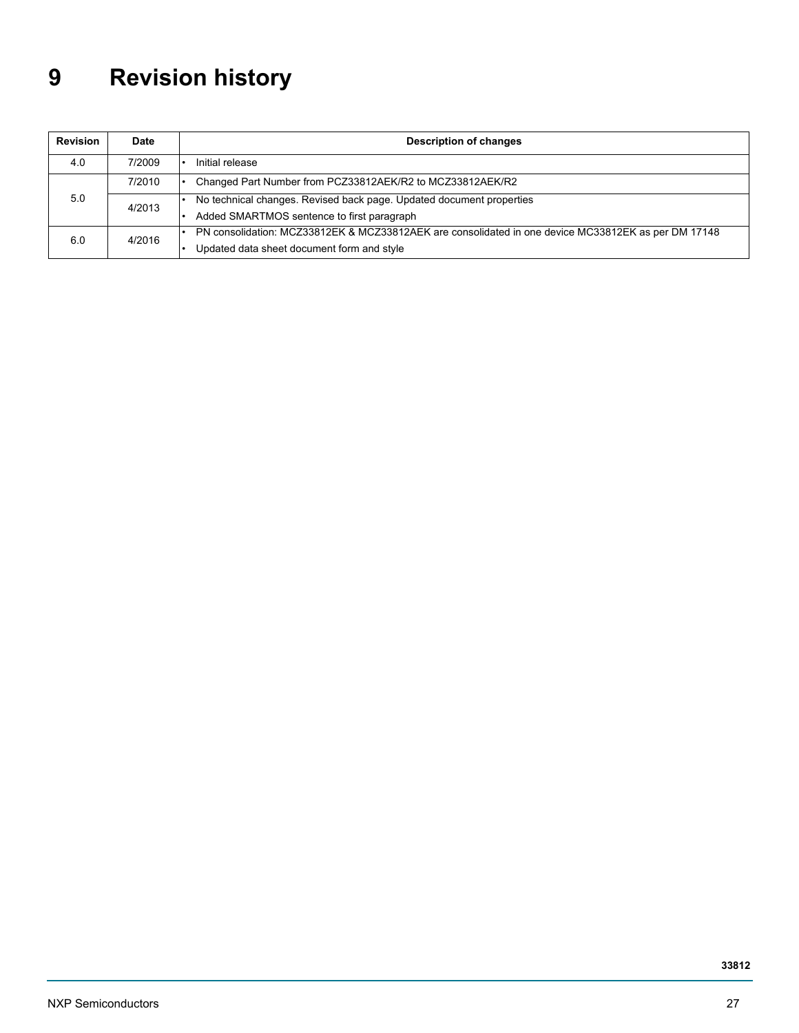# 9 Revision history

| Revision | Date | Description of changes |
|---|---|---|
| 4.0 | 7/2009 | • Initial release |
| 5.0 | 7/2010 | • Changed Part Number from PCZ33812AEK/R2 to MCZ33812AEK/R2 |
| | 4/2013 | • No technical changes. Revised back page. Updated document properties<br>• Added SMARTMOS sentence to first paragraph |
| 6.0 | 4/2016 | • PN consolidation: MCZ33812EK & MCZ33812AEK are consolidated in one device MC33812EK as per DM 17148<br>• Updated data sheet document form and style |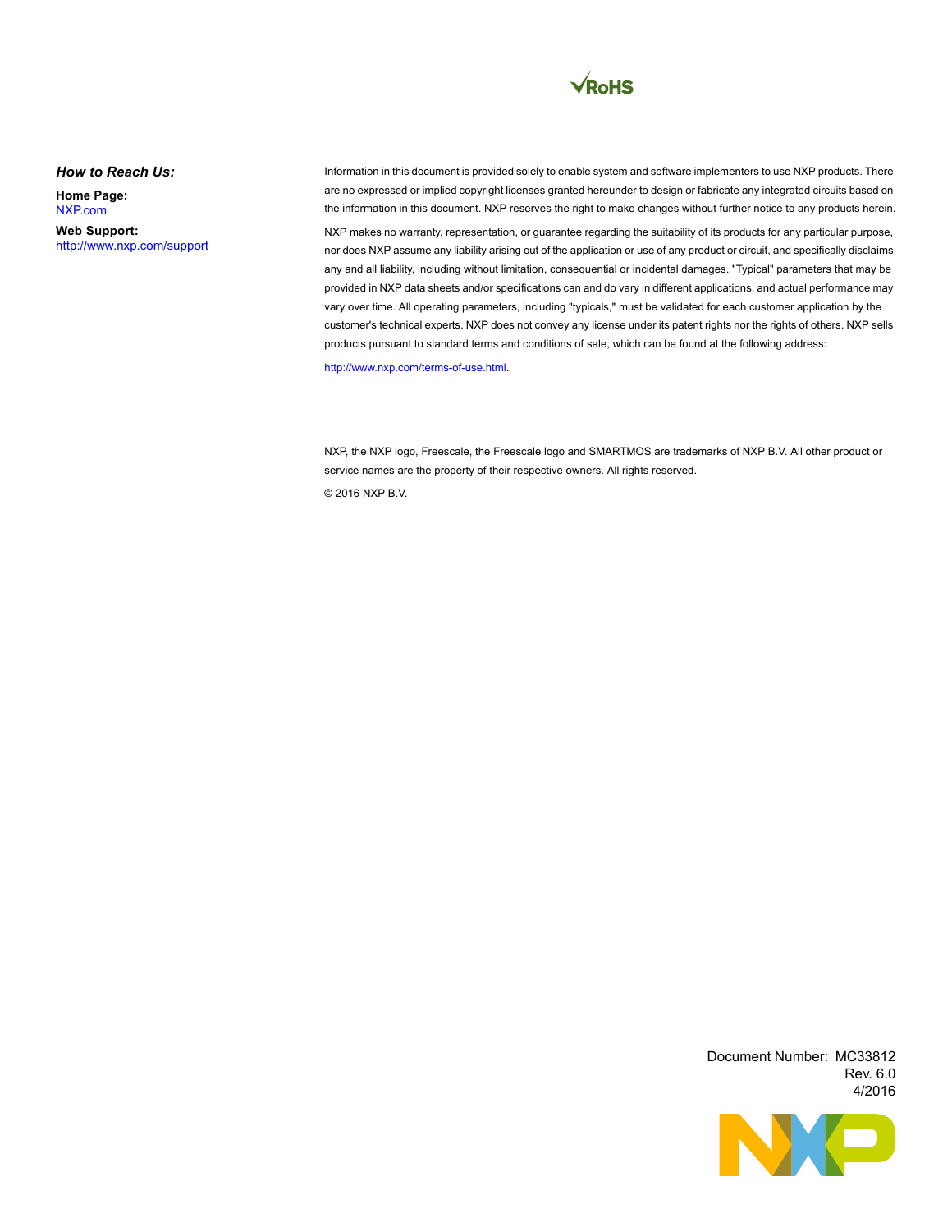RoHS

***How to Reach Us:***

**Home Page:**
NXP.com

**Web Support:**
http://www.nxp.com/support

Information in this document is provided solely to enable system and software implementers to use NXP products. There are no expressed or implied copyright licenses granted hereunder to design or fabricate any integrated circuits based on the information in this document. NXP reserves the right to make changes without further notice to any products herein.

NXP makes no warranty, representation, or guarantee regarding the suitability of its products for any particular purpose, nor does NXP assume any liability arising out of the application or use of any product or circuit, and specifically disclaims any and all liability, including without limitation, consequential or incidental damages. "Typical" parameters that may be provided in NXP data sheets and/or specifications can and do vary in different applications, and actual performance may vary over time. All operating parameters, including "typicals," must be validated for each customer application by the customer's technical experts. NXP does not convey any license under its patent rights nor the rights of others. NXP sells products pursuant to standard terms and conditions of sale, which can be found at the following address:

http://www.nxp.com/terms-of-use.html.

NXP, the NXP logo, Freescale, the Freescale logo and SMARTMOS are trademarks of NXP B.V. All other product or service names are the property of their respective owners. All rights reserved.

© 2016 NXP B.V.

Document Number: MC33812
Rev. 6.0
4/2016